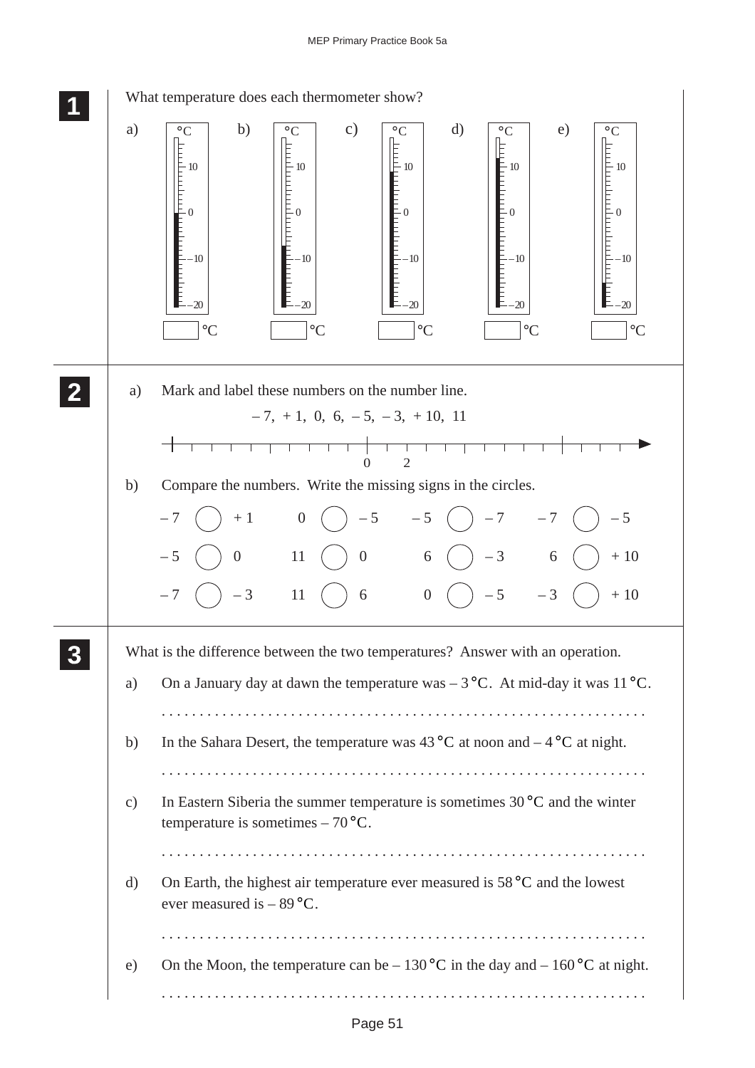**1** What temperature does each thermometer show?

a) ☐ °C  b) ☐ °C  c) ☐ °C  d) ☐ °C  e) ☐ °C

**2**

a) Mark and label these numbers on the number line.

– 7, + 1, 0, 6, – 5, – 3, + 10, 11

0  2

b) Compare the numbers. Write the missing signs in the circles.

| | | | |
|---|---|---|---|
| – 7 ◯ + 1 | 0 ◯ – 5 | – 5 ◯ – 7 | – 7 ◯ – 5 |
| – 5 ◯ 0 | 11 ◯ 0 | 6 ◯ – 3 | 6 ◯ + 10 |
| – 7 ◯ – 3 | 11 ◯ 6 | 0 ◯ – 5 | – 3 ◯ + 10 |

**3** What is the difference between the two temperatures? Answer with an operation.

a) On a January day at dawn the temperature was – 3 °C. At mid-day it was 11 °C.

. . . . . . . . . . . . . . . . . . . . . . . . . . . . . . . . . . . . . . . . . . . . . . . . . . . . . . . . . . . . .

b) In the Sahara Desert, the temperature was 43 °C at noon and – 4 °C at night.

. . . . . . . . . . . . . . . . . . . . . . . . . . . . . . . . . . . . . . . . . . . . . . . . . . . . . . . . . . . . .

c) In Eastern Siberia the summer temperature is sometimes 30 °C and the winter temperature is sometimes – 70 °C.

. . . . . . . . . . . . . . . . . . . . . . . . . . . . . . . . . . . . . . . . . . . . . . . . . . . . . . . . . . . . .

d) On Earth, the highest air temperature ever measured is 58 °C and the lowest ever measured is – 89 °C.

. . . . . . . . . . . . . . . . . . . . . . . . . . . . . . . . . . . . . . . . . . . . . . . . . . . . . . . . . . . . .

e) On the Moon, the temperature can be – 130 °C in the day and – 160 °C at night.

. . . . . . . . . . . . . . . . . . . . . . . . . . . . . . . . . . . . . . . . . . . . . . . . . . . . . . . . . . . . .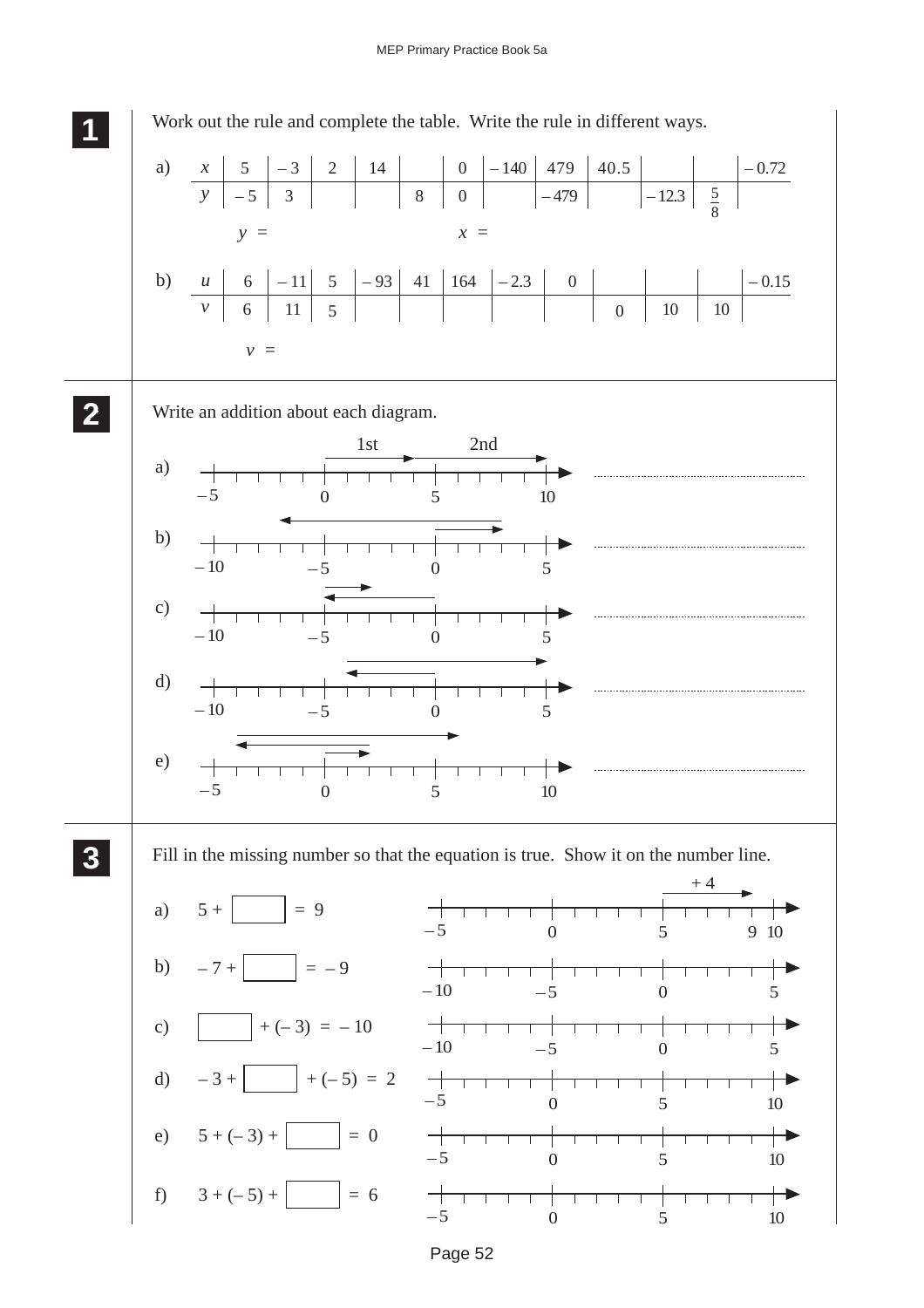## 1

Work out the rule and complete the table. Write the rule in different ways.

a)

| $x$ | 5 | – 3 | 2 | 14 | | 0 | – 140 | 479 | 40.5 | | | – 0.72 |
|---|---|---|---|---|---|---|---|---|---|---|---|---|
| $y$ | – 5 | 3 | | | 8 | 0 | | – 479 | | – 12.3 | $\frac{5}{8}$ | |

$y$ =  $x$ =

b)

| $u$ | 6 | – 11 | 5 | – 93 | 41 | 164 | – 2.3 | 0 | | | | – 0.15 |
|---|---|---|---|---|---|---|---|---|---|---|---|---|
| $v$ | 6 | 11 | 5 | | | | | | 0 | 10 | 10 | |

$v$ =

## 2

Write an addition about each diagram.

a) (number line from – 5 to 10; arrows labelled 1st and 2nd) ..............................

b) (number line from – 10 to 5) ..............................

c) (number line from – 10 to 5) ..............................

d) (number line from – 10 to 5) ..............................

e) (number line from – 5 to 10) ..............................

## 3

Fill in the missing number so that the equation is true. Show it on the number line.

a) $5 + \square = 9$ (number line from – 5 to 10, arrow + 4 from 5 to 9)

b) $-7 + \square = -9$ (number line from – 10 to 5)

c) $\square + (-3) = -10$ (number line from – 10 to 5)

d) $-3 + \square + (-5) = 2$ (number line from – 5 to 10)

e) $5 + (-3) + \square = 0$ (number line from – 5 to 10)

f) $3 + (-5) + \square = 6$ (number line from – 5 to 10)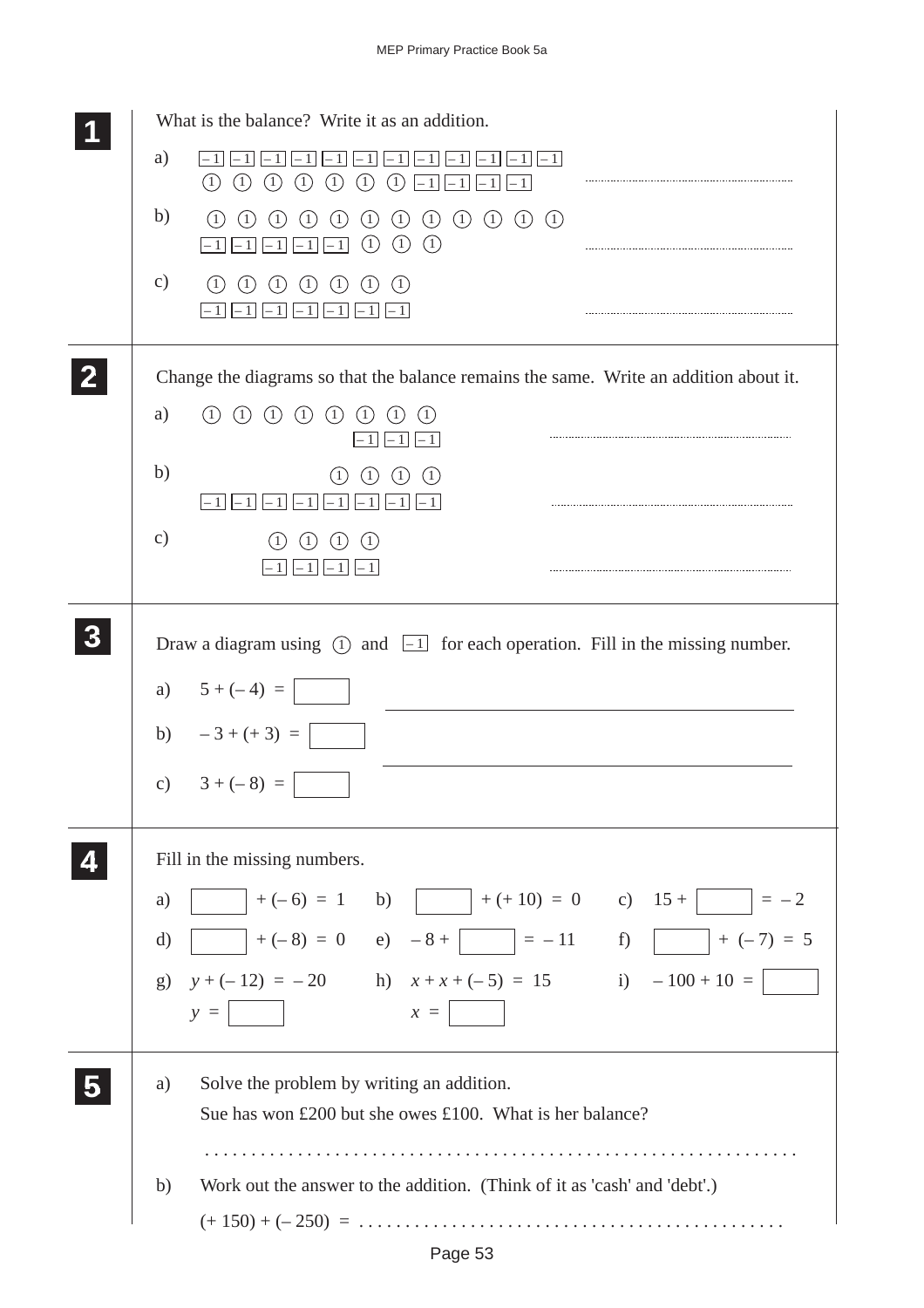**1**

What is the balance? Write it as an addition.

a) [–1] [–1] [–1] [–1] [–1] [–1] [–1] [–1] [–1] [–1] [–1] [–1]
(1) (1) (1) (1) (1) (1) (1) [–1] [–1] [–1] [–1] ..............................

b) (1) (1) (1) (1) (1) (1) (1) (1) (1) (1) (1) (1)
[–1] [–1] [–1] [–1] [–1] (1) (1) (1) ..............................

c) (1) (1) (1) (1) (1) (1) (1)
[–1] [–1] [–1] [–1] [–1] [–1] [–1] ..............................

**2**

Change the diagrams so that the balance remains the same. Write an addition about it.

a) (1) (1) (1) (1) (1) (1) (1) (1)
[–1] [–1] [–1] ..............................

b) (1) (1) (1) (1)
[–1] [–1] [–1] [–1] [–1] [–1] [–1] [–1] ..............................

c) (1) (1) (1) (1)
[–1] [–1] [–1] [–1] ..............................

**3**

Draw a diagram using (1) and [–1] for each operation. Fill in the missing number.

a) $5 + (-4) =$ [ ]

b) $-3 + (+3) =$ [ ]

c) $3 + (-8) =$ [ ]

**4**

Fill in the missing numbers.

a) [ ] $+ (-6) = 1$

b) [ ] $+ (+10) = 0$

c) $15 +$ [ ] $= -2$

d) [ ] $+ (-8) = 0$

e) $-8 +$ [ ] $= -11$

f) [ ] $+ (-7) = 5$

g) $y + (-12) = -20$
$y =$ [ ]

h) $x + x + (-5) = 15$
$x =$ [ ]

i) $-100 + 10 =$ [ ]

**5**

a) Solve the problem by writing an addition.
Sue has won £200 but she owes £100. What is her balance?

..............................................................

b) Work out the answer to the addition. (Think of it as 'cash' and 'debt'.)

$(+150) + (-250) =$ ..............................................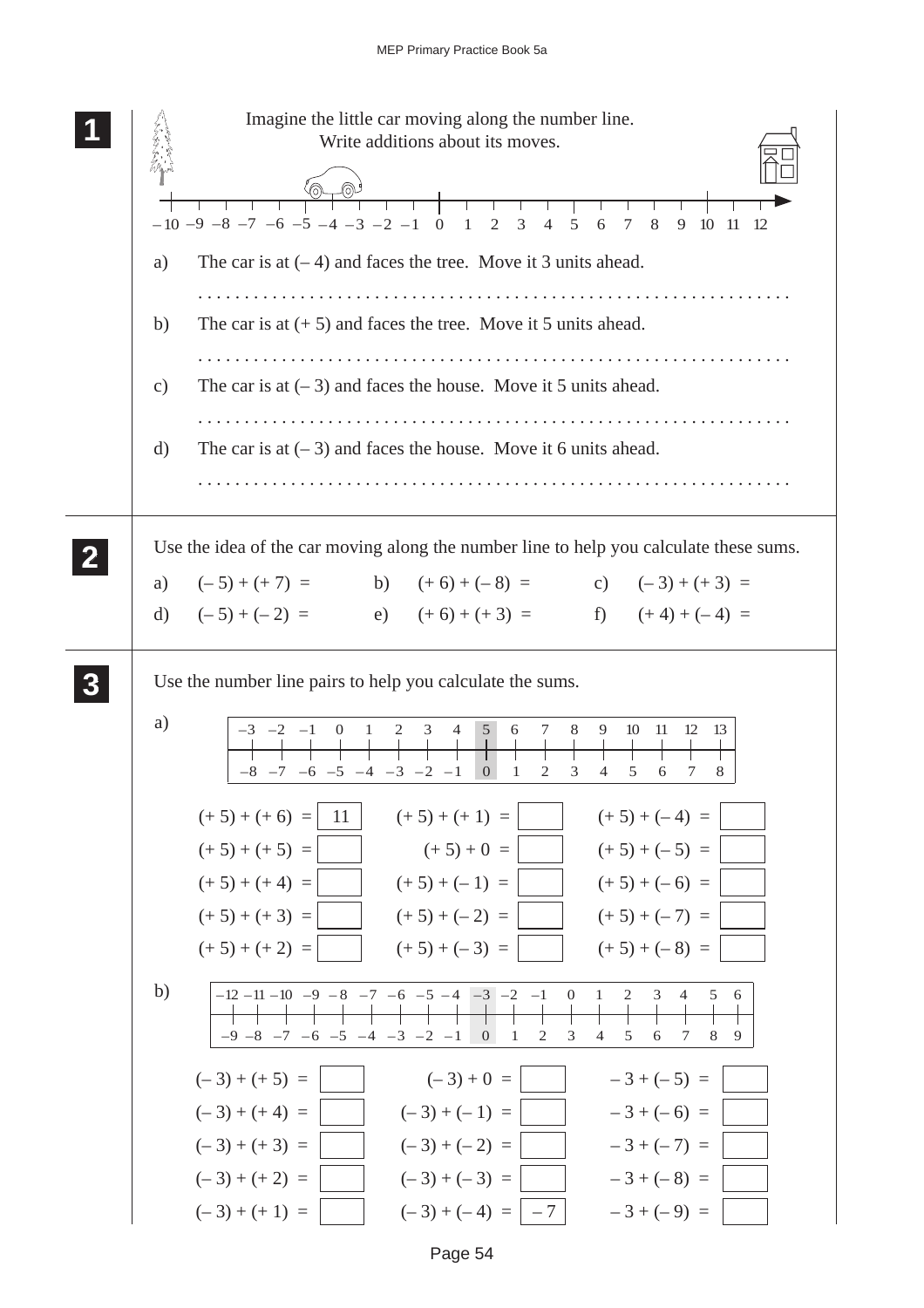**1**

Imagine the little car moving along the number line.
Write additions about its moves.

–10 –9 –8 –7 –6 –5 –4 –3 –2 –1 0 1 2 3 4 5 6 7 8 9 10 11 12

a) The car is at (– 4) and faces the tree. Move it 3 units ahead.

. . . . . . . . . . . . . . . . . . . . . . . . . . . . . . . . . . . . . . . . . . . . . . . . . . . . . . . . . . . . . . .

b) The car is at (+ 5) and faces the tree. Move it 5 units ahead.

. . . . . . . . . . . . . . . . . . . . . . . . . . . . . . . . . . . . . . . . . . . . . . . . . . . . . . . . . . . . . . .

c) The car is at (– 3) and faces the house. Move it 5 units ahead.

. . . . . . . . . . . . . . . . . . . . . . . . . . . . . . . . . . . . . . . . . . . . . . . . . . . . . . . . . . . . . . .

d) The car is at (– 3) and faces the house. Move it 6 units ahead.

. . . . . . . . . . . . . . . . . . . . . . . . . . . . . . . . . . . . . . . . . . . . . . . . . . . . . . . . . . . . . . .

**2**

Use the idea of the car moving along the number line to help you calculate these sums.

a) (– 5) + (+ 7) = &nbsp;&nbsp;&nbsp; b) (+ 6) + (– 8) = &nbsp;&nbsp;&nbsp; c) (– 3) + (+ 3) =

d) (– 5) + (– 2) = &nbsp;&nbsp;&nbsp; e) (+ 6) + (+ 3) = &nbsp;&nbsp;&nbsp; f) (+ 4) + (– 4) =

**3**

Use the number line pairs to help you calculate the sums.

a)

| –3 | –2 | –1 | 0 | 1 | 2 | 3 | 4 | 5 | 6 | 7 | 8 | 9 | 10 | 11 | 12 | 13 |
|---|---|---|---|---|---|---|---|---|---|---|---|---|---|---|---|---|
| –8 | –7 | –6 | –5 | –4 | –3 | –2 | –1 | 0 | 1 | 2 | 3 | 4 | 5 | 6 | 7 | 8 |

| | | |
|---|---|---|
| (+ 5) + (+ 6) = 11 | (+ 5) + (+ 1) = | (+ 5) + (– 4) = |
| (+ 5) + (+ 5) = | (+ 5) + 0 = | (+ 5) + (– 5) = |
| (+ 5) + (+ 4) = | (+ 5) + (– 1) = | (+ 5) + (– 6) = |
| (+ 5) + (+ 3) = | (+ 5) + (– 2) = | (+ 5) + (– 7) = |
| (+ 5) + (+ 2) = | (+ 5) + (– 3) = | (+ 5) + (– 8) = |

b)

| –12 | –11 | –10 | –9 | –8 | –7 | –6 | –5 | –4 | –3 | –2 | –1 | 0 | 1 | 2 | 3 | 4 | 5 | 6 |
|---|---|---|---|---|---|---|---|---|---|---|---|---|---|---|---|---|---|---|
| –9 | –8 | –7 | –6 | –5 | –4 | –3 | –2 | –1 | 0 | 1 | 2 | 3 | 4 | 5 | 6 | 7 | 8 | 9 |

| | | |
|---|---|---|
| (– 3) + (+ 5) = | (– 3) + 0 = | – 3 + (– 5) = |
| (– 3) + (+ 4) = | (– 3) + (– 1) = | – 3 + (– 6) = |
| (– 3) + (+ 3) = | (– 3) + (– 2) = | – 3 + (– 7) = |
| (– 3) + (+ 2) = | (– 3) + (– 3) = | – 3 + (– 8) = |
| (– 3) + (+ 1) = | (– 3) + (– 4) = – 7 | – 3 + (– 9) = |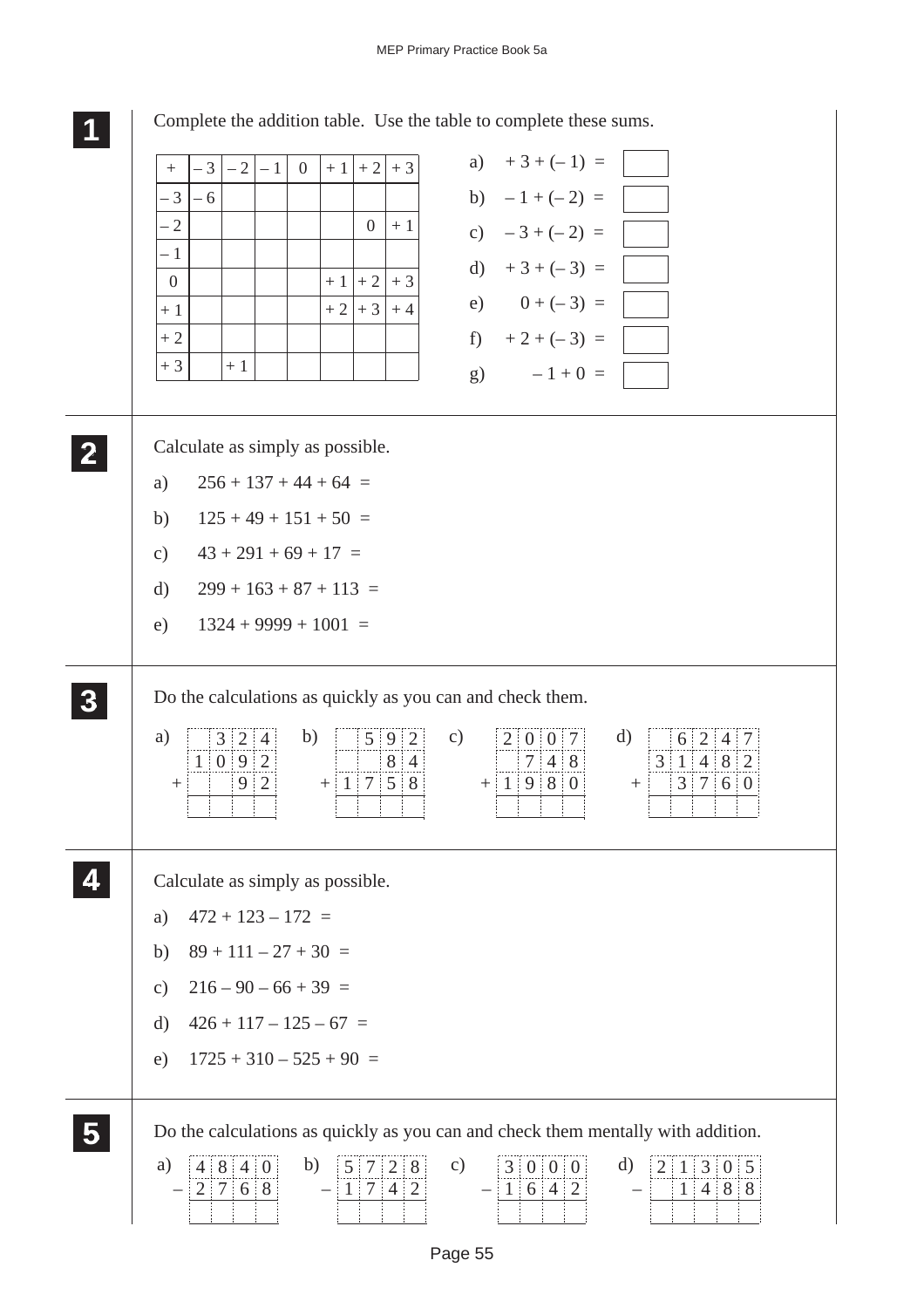**1** Complete the addition table. Use the table to complete these sums.

| + | – 3 | – 2 | – 1 | 0 | + 1 | + 2 | + 3 |
|---|---|---|---|---|---|---|---|
| – 3 | – 6 | | | | | | |
| – 2 | | | | | | 0 | + 1 |
| – 1 | | | | | | | |
| 0 | | | | | + 1 | + 2 | + 3 |
| + 1 | | | | | + 2 | + 3 | + 4 |
| + 2 | | | | | | | |
| + 3 | | + 1 | | | | | |

a) $+3 + (-1) =$ ☐

b) $-1 + (-2) =$ ☐

c) $-3 + (-2) =$ ☐

d) $+3 + (-3) =$ ☐

e) $0 + (-3) =$ ☐

f) $+2 + (-3) =$ ☐

g) $-1 + 0 =$ ☐

**2** Calculate as simply as possible.

a) $256 + 137 + 44 + 64 =$

b) $125 + 49 + 151 + 50 =$

c) $43 + 291 + 69 + 17 =$

d) $299 + 163 + 87 + 113 =$

e) $1324 + 9999 + 1001 =$

**3** Do the calculations as quickly as you can and check them.

a)
```
   3 2 4
 1 0 9 2
+    9 2
--------
```

b)
```
   5 9 2
     8 4
+1 7 5 8
--------
```

c)
```
 2 0 0 7
   7 4 8
+1 9 8 0
--------
```

d)
```
   6 2 4 7
 3 1 4 8 2
+  3 7 6 0
----------
```

**4** Calculate as simply as possible.

a) $472 + 123 - 172 =$

b) $89 + 111 - 27 + 30 =$

c) $216 - 90 - 66 + 39 =$

d) $426 + 117 - 125 - 67 =$

e) $1725 + 310 - 525 + 90 =$

**5** Do the calculations as quickly as you can and check them mentally with addition.

a)
```
 4 8 4 0
-2 7 6 8
--------
```

b)
```
 5 7 2 8
-1 7 4 2
--------
```

c)
```
 3 0 0 0
-1 6 4 2
--------
```

d)
```
 2 1 3 0 5
-  1 4 8 8
----------
```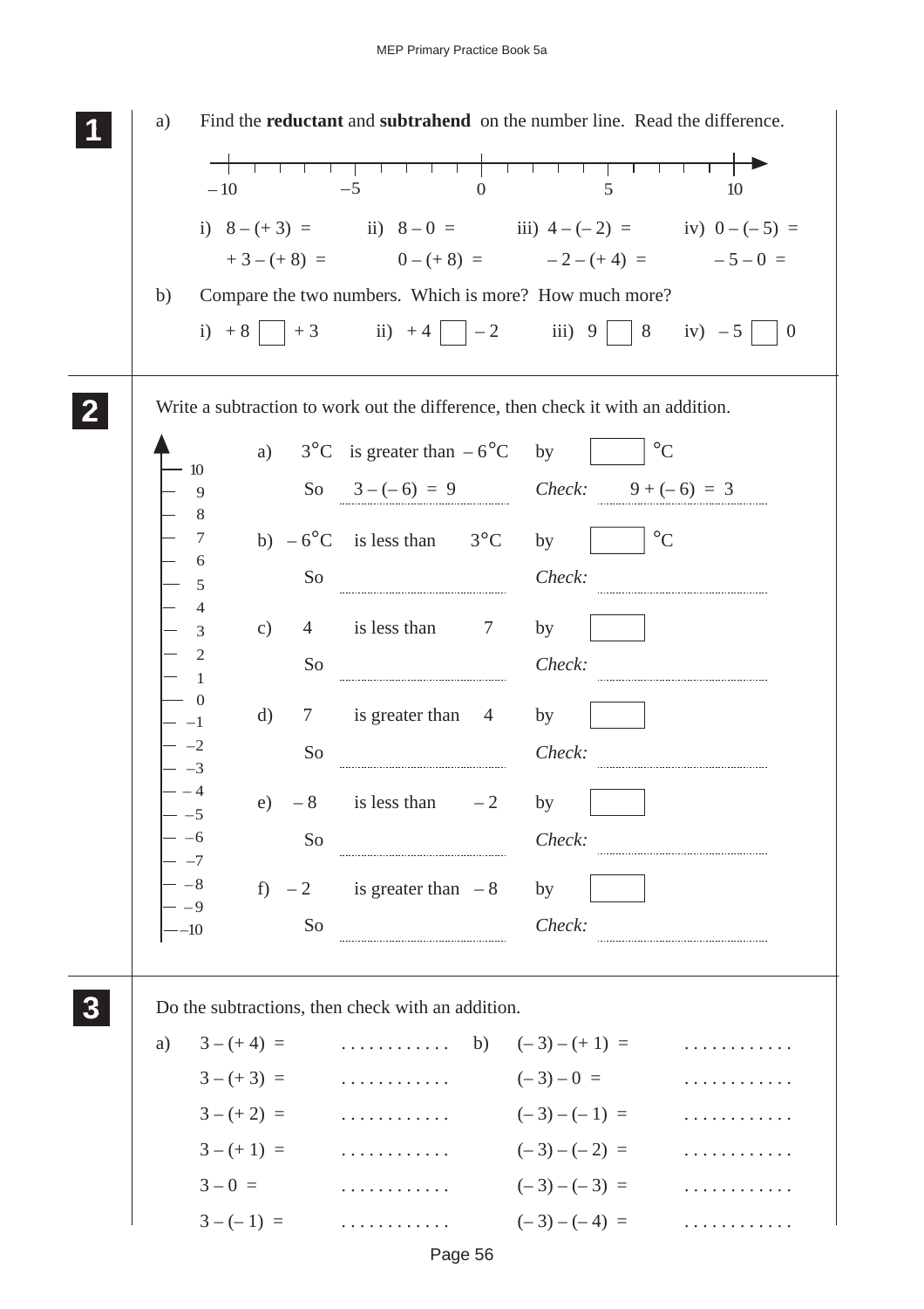**1**

a) Find the **reductant** and **subtrahend** on the number line. Read the difference.

–10 &nbsp;&nbsp;&nbsp;&nbsp; –5 &nbsp;&nbsp;&nbsp;&nbsp; 0 &nbsp;&nbsp;&nbsp;&nbsp; 5 &nbsp;&nbsp;&nbsp;&nbsp; 10

i) $8 - (+3) =$ &nbsp;&nbsp;&nbsp; ii) $8 - 0 =$ &nbsp;&nbsp;&nbsp; iii) $4 - (-2) =$ &nbsp;&nbsp;&nbsp; iv) $0 - (-5) =$

$+3 - (+8) =$ &nbsp;&nbsp;&nbsp; $0 - (+8) =$ &nbsp;&nbsp;&nbsp; $-2 - (+4) =$ &nbsp;&nbsp;&nbsp; $-5 - 0 =$

b) Compare the two numbers. Which is more? How much more?

i) $+8$ ☐ $+3$ &nbsp;&nbsp;&nbsp; ii) $+4$ ☐ $-2$ &nbsp;&nbsp;&nbsp; iii) $9$ ☐ $8$ &nbsp;&nbsp;&nbsp; iv) $-5$ ☐ $0$

**2**

Write a subtraction to work out the difference, then check it with an addition.

10, 9, 8, 7, 6, 5, 4, 3, 2, 1, 0, –1, –2, –3, –4, –5, –6, –7, –8, –9, –10

a) 3°C is greater than –6°C by ☐ °C

So $3 - (-6) = 9$ &nbsp;&nbsp;&nbsp; *Check:* $9 + (-6) = 3$

b) –6°C is less than 3°C by ☐ °C

So .................... &nbsp;&nbsp;&nbsp; *Check:* ....................

c) 4 is less than 7 by ☐

So .................... &nbsp;&nbsp;&nbsp; *Check:* ....................

d) 7 is greater than 4 by ☐

So .................... &nbsp;&nbsp;&nbsp; *Check:* ....................

e) –8 is less than –2 by ☐

So .................... &nbsp;&nbsp;&nbsp; *Check:* ....................

f) –2 is greater than –8 by ☐

So .................... &nbsp;&nbsp;&nbsp; *Check:* ....................

**3**

Do the subtractions, then check with an addition.

a) $3 - (+4) =$ ............ &nbsp;&nbsp;&nbsp; b) $(-3) - (+1) =$ ............

$3 - (+3) =$ ............ &nbsp;&nbsp;&nbsp; $(-3) - 0 =$ ............

$3 - (+2) =$ ............ &nbsp;&nbsp;&nbsp; $(-3) - (-1) =$ ............

$3 - (+1) =$ ............ &nbsp;&nbsp;&nbsp; $(-3) - (-2) =$ ............

$3 - 0 =$ ............ &nbsp;&nbsp;&nbsp; $(-3) - (-3) =$ ............

$3 - (-1) =$ ............ &nbsp;&nbsp;&nbsp; $(-3) - (-4) =$ ............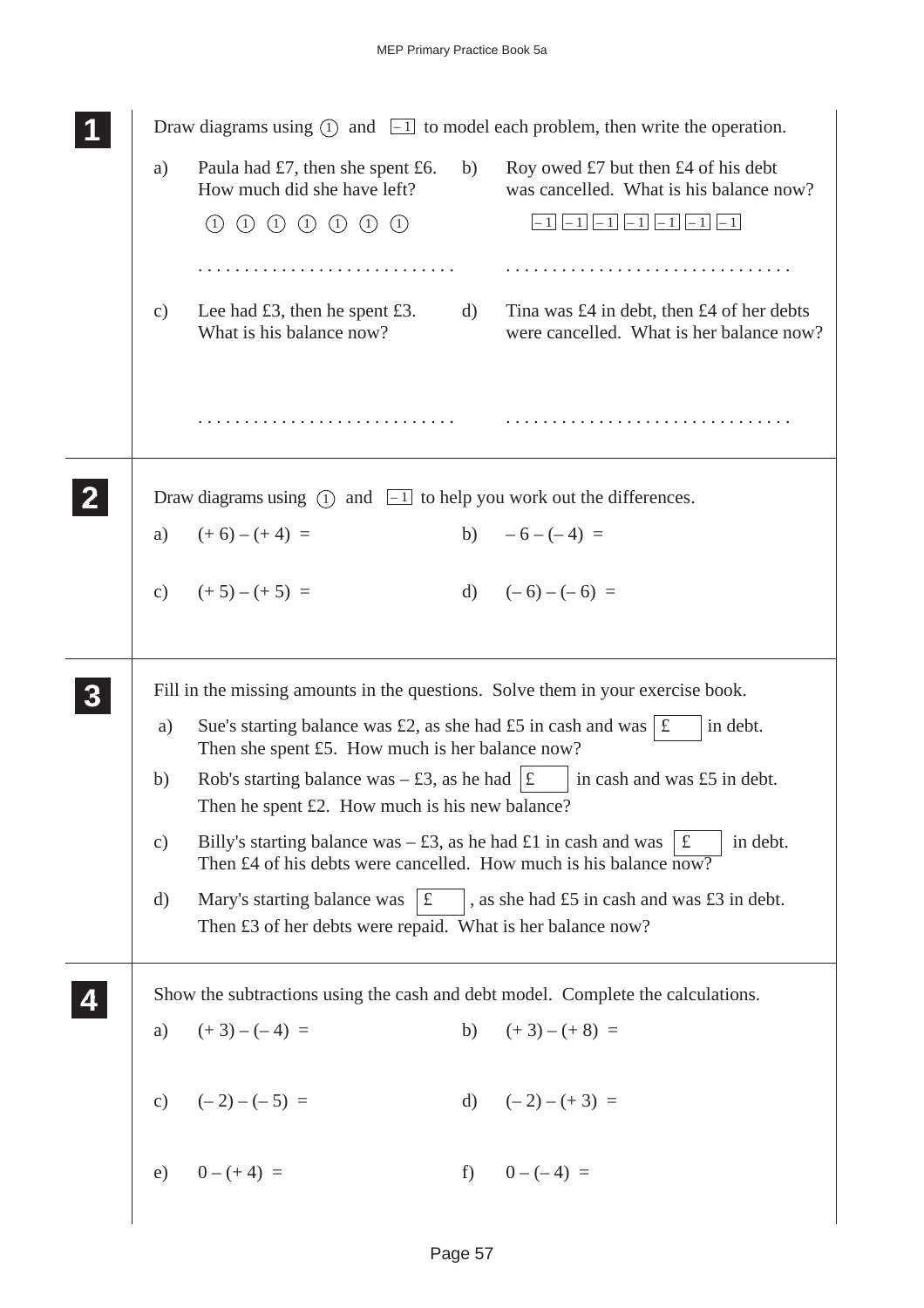## 1

Draw diagrams using (1) and [–1] to model each problem, then write the operation.

a) Paula had £7, then she spent £6. How much did she have left?

(1) (1) (1) (1) (1) (1) (1)

. . . . . . . . . . . . . . . . . . . . . . . . . . .

b) Roy owed £7 but then £4 of his debt was cancelled. What is his balance now?

[–1] [–1] [–1] [–1] [–1] [–1] [–1]

. . . . . . . . . . . . . . . . . . . . . . . . . . . . .

c) Lee had £3, then he spent £3. What is his balance now?

. . . . . . . . . . . . . . . . . . . . . . . . . . .

d) Tina was £4 in debt, then £4 of her debts were cancelled. What is her balance now?

. . . . . . . . . . . . . . . . . . . . . . . . . . . . .

## 2

Draw diagrams using (1) and [–1] to help you work out the differences.

a) $(+6) - (+4) =$

b) $-6 - (-4) =$

c) $(+5) - (+5) =$

d) $(-6) - (-6) =$

## 3

Fill in the missing amounts in the questions. Solve them in your exercise book.

a) Sue's starting balance was £2, as she had £5 in cash and was [£ ] in debt. Then she spent £5. How much is her balance now?

b) Rob's starting balance was – £3, as he had [£ ] in cash and was £5 in debt. Then he spent £2. How much is his new balance?

c) Billy's starting balance was – £3, as he had £1 in cash and was [£ ] in debt. Then £4 of his debts were cancelled. How much is his balance now?

d) Mary's starting balance was [£ ], as she had £5 in cash and was £3 in debt. Then £3 of her debts were repaid. What is her balance now?

## 4

Show the subtractions using the cash and debt model. Complete the calculations.

a) $(+3) - (-4) =$

b) $(+3) - (+8) =$

c) $(-2) - (-5) =$

d) $(-2) - (+3) =$

e) $0 - (+4) =$

f) $0 - (-4) =$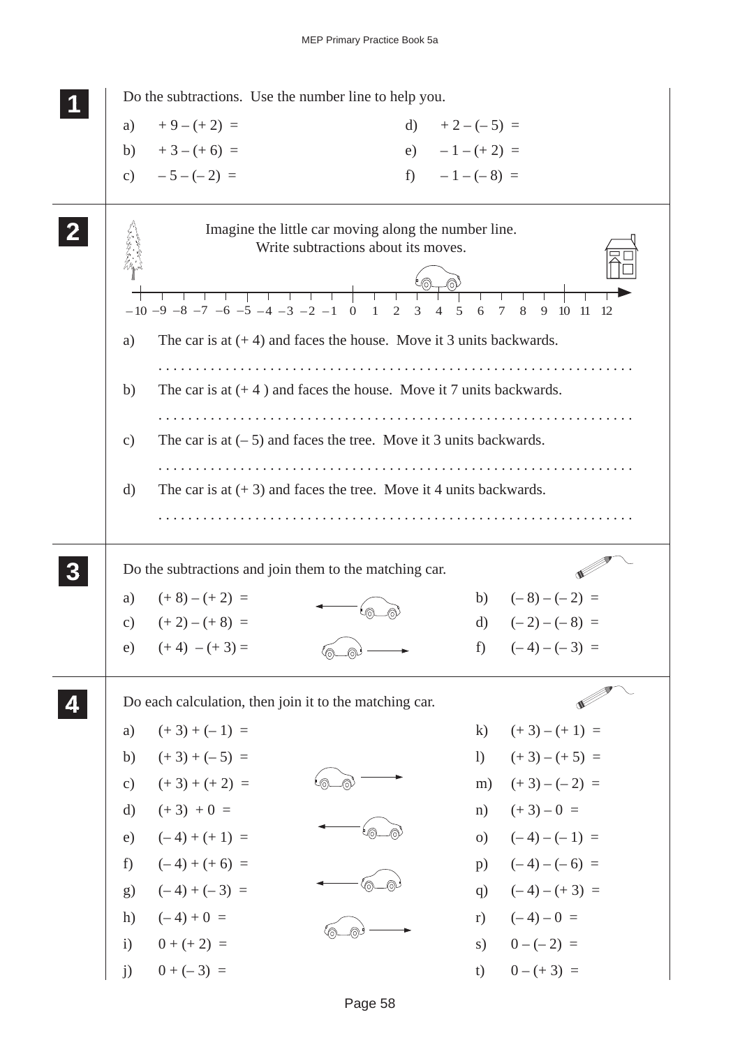**1**

Do the subtractions. Use the number line to help you.

a) $+9 - (+2) =$

b) $+3 - (+6) =$

c) $-5 - (-2) =$

d) $+2 - (-5) =$

e) $-1 - (+2) =$

f) $-1 - (-8) =$

**2**

Imagine the little car moving along the number line. Write subtractions about its moves.

–10 –9 –8 –7 –6 –5 –4 –3 –2 –1 0 1 2 3 4 5 6 7 8 9 10 11 12

a) The car is at (+ 4) and faces the house. Move it 3 units backwards.

. . . . . . . . . . . . . . . . . . . . . . . . . . . . . . . . . . . . . . . . . . . . . . . . . . . . . . . . . . . . . . . .

b) The car is at (+ 4 ) and faces the house. Move it 7 units backwards.

. . . . . . . . . . . . . . . . . . . . . . . . . . . . . . . . . . . . . . . . . . . . . . . . . . . . . . . . . . . . . . . .

c) The car is at (– 5) and faces the tree. Move it 3 units backwards.

. . . . . . . . . . . . . . . . . . . . . . . . . . . . . . . . . . . . . . . . . . . . . . . . . . . . . . . . . . . . . . . .

d) The car is at (+ 3) and faces the tree. Move it 4 units backwards.

. . . . . . . . . . . . . . . . . . . . . . . . . . . . . . . . . . . . . . . . . . . . . . . . . . . . . . . . . . . . . . . .

**3**

Do the subtractions and join them to the matching car.

a) $(+8) - (+2) =$

b) $(-8) - (-2) =$

c) $(+2) - (+8) =$

d) $(-2) - (-8) =$

e) $(+4) - (+3) =$

f) $(-4) - (-3) =$

**4**

Do each calculation, then join it to the matching car.

a) $(+3) + (-1) =$

b) $(+3) + (-5) =$

c) $(+3) + (+2) =$

d) $(+3) + 0 =$

e) $(-4) + (+1) =$

f) $(-4) + (+6) =$

g) $(-4) + (-3) =$

h) $(-4) + 0 =$

i) $0 + (+2) =$

j) $0 + (-3) =$

k) $(+3) - (+1) =$

l) $(+3) - (+5) =$

m) $(+3) - (-2) =$

n) $(+3) - 0 =$

o) $(-4) - (-1) =$

p) $(-4) - (-6) =$

q) $(-4) - (+3) =$

r) $(-4) - 0 =$

s) $0 - (-2) =$

t) $0 - (+3) =$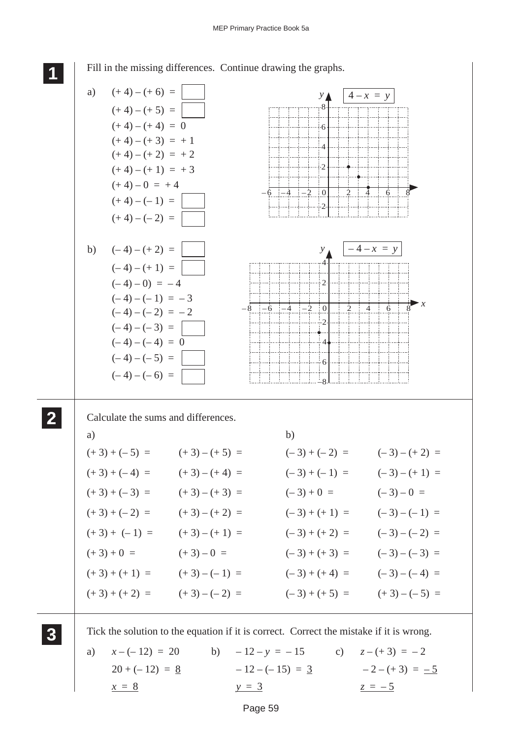**1** Fill in the missing differences. Continue drawing the graphs.

a)

$(+4) - (+6) =$ ☐

$(+4) - (+5) =$ ☐

$(+4) - (+4) = 0$

$(+4) - (+3) = +1$

$(+4) - (+2) = +2$

$(+4) - (+1) = +3$

$(+4) - 0 = +4$

$(+4) - (-1) =$ ☐

$(+4) - (-2) =$ ☐

$4 - x = y$

b)

$(-4) - (+2) =$ ☐

$(-4) - (+1) =$ ☐

$(-4) - 0) = -4$

$(-4) - (-1) = -3$

$(-4) - (-2) = -2$

$(-4) - (-3) =$ ☐

$(-4) - (-4) = 0$

$(-4) - (-5) =$ ☐

$(-4) - (-6) =$ ☐

$-4 - x = y$

**2** Calculate the sums and differences.

a)

| | |
|---|---|
| $(+3) + (-5) =$ | $(+3) - (+5) =$ |
| $(+3) + (-4) =$ | $(+3) - (+4) =$ |
| $(+3) + (-3) =$ | $(+3) - (+3) =$ |
| $(+3) + (-2) =$ | $(+3) - (+2) =$ |
| $(+3) + (-1) =$ | $(+3) - (+1) =$ |
| $(+3) + 0 =$ | $(+3) - 0 =$ |
| $(+3) + (+1) =$ | $(+3) - (-1) =$ |
| $(+3) + (+2) =$ | $(+3) - (-2) =$ |

b)

| | |
|---|---|
| $(-3) + (-2) =$ | $(-3) - (+2) =$ |
| $(-3) + (-1) =$ | $(-3) - (+1) =$ |
| $(-3) + 0 =$ | $(-3) - 0 =$ |
| $(-3) + (+1) =$ | $(-3) - (-1) =$ |
| $(-3) + (+2) =$ | $(-3) - (-2) =$ |
| $(-3) + (+3) =$ | $(-3) - (-3) =$ |
| $(-3) + (+4) =$ | $(-3) - (-4) =$ |
| $(-3) + (+5) =$ | $(+3) - (-5) =$ |

**3** Tick the solution to the equation if it is correct. Correct the mistake if it is wrong.

a) $x - (-12) = 20$

$20 + (-12) = \underline{8}$

$\underline{x = 8}$

b) $-12 - y = -15$

$-12 - (-15) = \underline{3}$

$\underline{y = 3}$

c) $z - (+3) = -2$

$-2 - (+3) = \underline{-5}$

$\underline{z = -5}$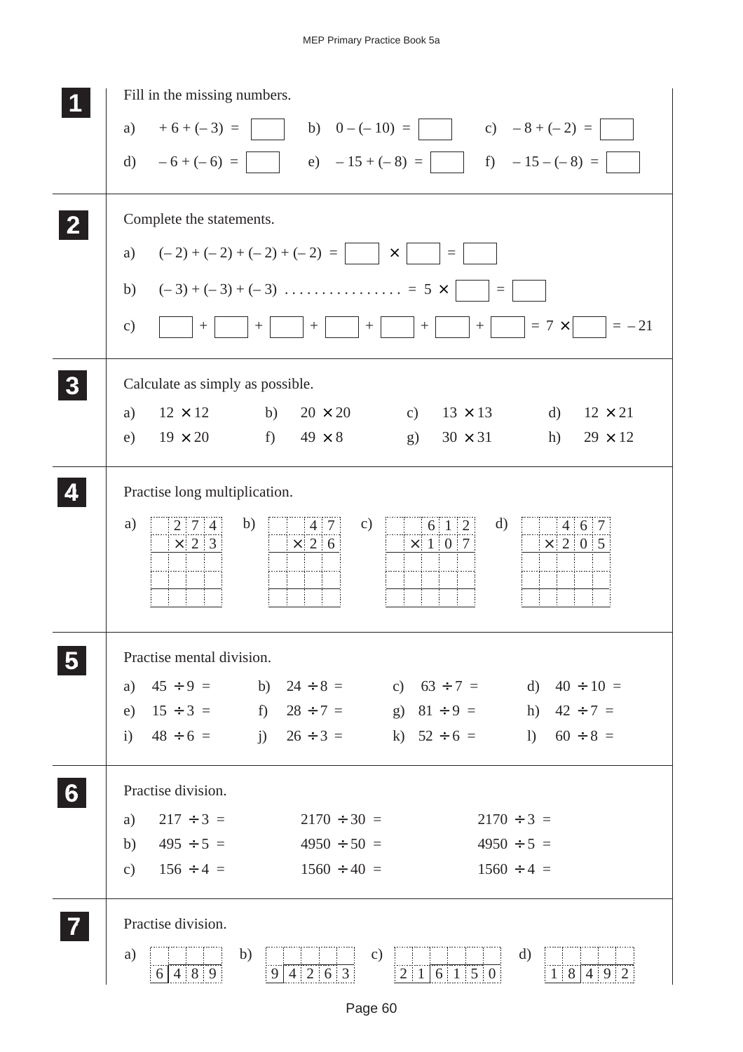**1** Fill in the missing numbers.

a) $+6 + (-3) =$ ☐ b) $0 - (-10) =$ ☐ c) $-8 + (-2) =$ ☐

d) $-6 + (-6) =$ ☐ e) $-15 + (-8) =$ ☐ f) $-15 - (-8) =$ ☐

**2** Complete the statements.

a) $(-2) + (-2) + (-2) + (-2) =$ ☐ $\times$ ☐ $=$ ☐

b) $(-3) + (-3) + (-3)$ ................ $= 5 \times$ ☐ $=$ ☐

c) ☐ + ☐ + ☐ + ☐ + ☐ + ☐ + ☐ $= 7 \times$ ☐ $= -21$

**3** Calculate as simply as possible.

a) $12 \times 12$ b) $20 \times 20$ c) $13 \times 13$ d) $12 \times 21$

e) $19 \times 20$ f) $49 \times 8$ g) $30 \times 31$ h) $29 \times 12$

**4** Practise long multiplication.

a) $274 \times 23$ b) $47 \times 26$ c) $612 \times 107$ d) $467 \times 205$

**5** Practise mental division.

a) $45 \div 9 =$ b) $24 \div 8 =$ c) $63 \div 7 =$ d) $40 \div 10 =$

e) $15 \div 3 =$ f) $28 \div 7 =$ g) $81 \div 9 =$ h) $42 \div 7 =$

i) $48 \div 6 =$ j) $26 \div 3 =$ k) $52 \div 6 =$ l) $60 \div 8 =$

**6** Practise division.

a) $217 \div 3 =$ $2170 \div 30 =$ $2170 \div 3 =$

b) $495 \div 5 =$ $4950 \div 50 =$ $4950 \div 5 =$

c) $156 \div 4 =$ $1560 \div 40 =$ $1560 \div 4 =$

**7** Practise division.

a) $489 \div 6$ b) $4263 \div 9$ c) $6150 \div 21$ d) $492 \div 18$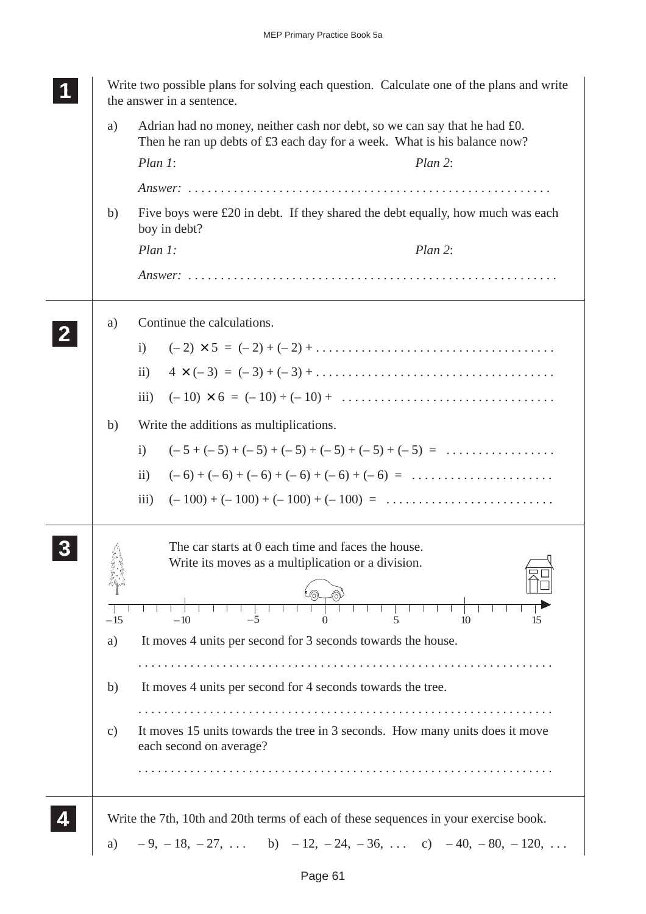**1** Write two possible plans for solving each question. Calculate one of the plans and write the answer in a sentence.

a) Adrian had no money, neither cash nor debt, so we can say that he had £0. Then he ran up debts of £3 each day for a week. What is his balance now?

*Plan 1*: *Plan 2*:

*Answer:* . . . . . . . . . . . . . . . . . . . . . . . . . . . . . . . . . . . . . . . . . . . . . . . . . . . . .

b) Five boys were £20 in debt. If they shared the debt equally, how much was each boy in debt?

*Plan 1:* *Plan 2*:

*Answer:* . . . . . . . . . . . . . . . . . . . . . . . . . . . . . . . . . . . . . . . . . . . . . . . . . . . . . .

**2**

a) Continue the calculations.

i) $(-2) \times 5 = (-2) + (-2) +$ . . . . . . . . . . . . . . . . . . . . . . . . . . . . . . . . . . . . .

ii) $4 \times (-3) = (-3) + (-3) +$ . . . . . . . . . . . . . . . . . . . . . . . . . . . . . . . . . . . . .

iii) $(-10) \times 6 = (-10) + (-10) +$ . . . . . . . . . . . . . . . . . . . . . . . . . . . . . . . .

b) Write the additions as multiplications.

i) $(-5 + (-5) + (-5) + (-5) + (-5) + (-5) + (-5) =$ . . . . . . . . . . . . . . . . .

ii) $(-6) + (-6) + (-6) + (-6) + (-6) + (-6) =$ . . . . . . . . . . . . . . . . . . . . . .

iii) $(-100) + (-100) + (-100) + (-100) =$ . . . . . . . . . . . . . . . . . . . . . . . . . .

**3** The car starts at 0 each time and faces the house. Write its moves as a multiplication or a division.

(Number line from –15 (tree) to 15 (house), car at 0: –15, –10, –5, 0, 5, 10, 15)

a) It moves 4 units per second for 3 seconds towards the house.

. . . . . . . . . . . . . . . . . . . . . . . . . . . . . . . . . . . . . . . . . . . . . . . . . . . . . . . . . . . . . . . .

b) It moves 4 units per second for 4 seconds towards the tree.

. . . . . . . . . . . . . . . . . . . . . . . . . . . . . . . . . . . . . . . . . . . . . . . . . . . . . . . . . . . . . . . .

c) It moves 15 units towards the tree in 3 seconds. How many units does it move each second on average?

. . . . . . . . . . . . . . . . . . . . . . . . . . . . . . . . . . . . . . . . . . . . . . . . . . . . . . . . . . . . . . . .

**4** Write the 7th, 10th and 20th terms of each of these sequences in your exercise book.

a) $-9, -18, -27, \ldots$ b) $-12, -24, -36, \ldots$ c) $-40, -80, -120, \ldots$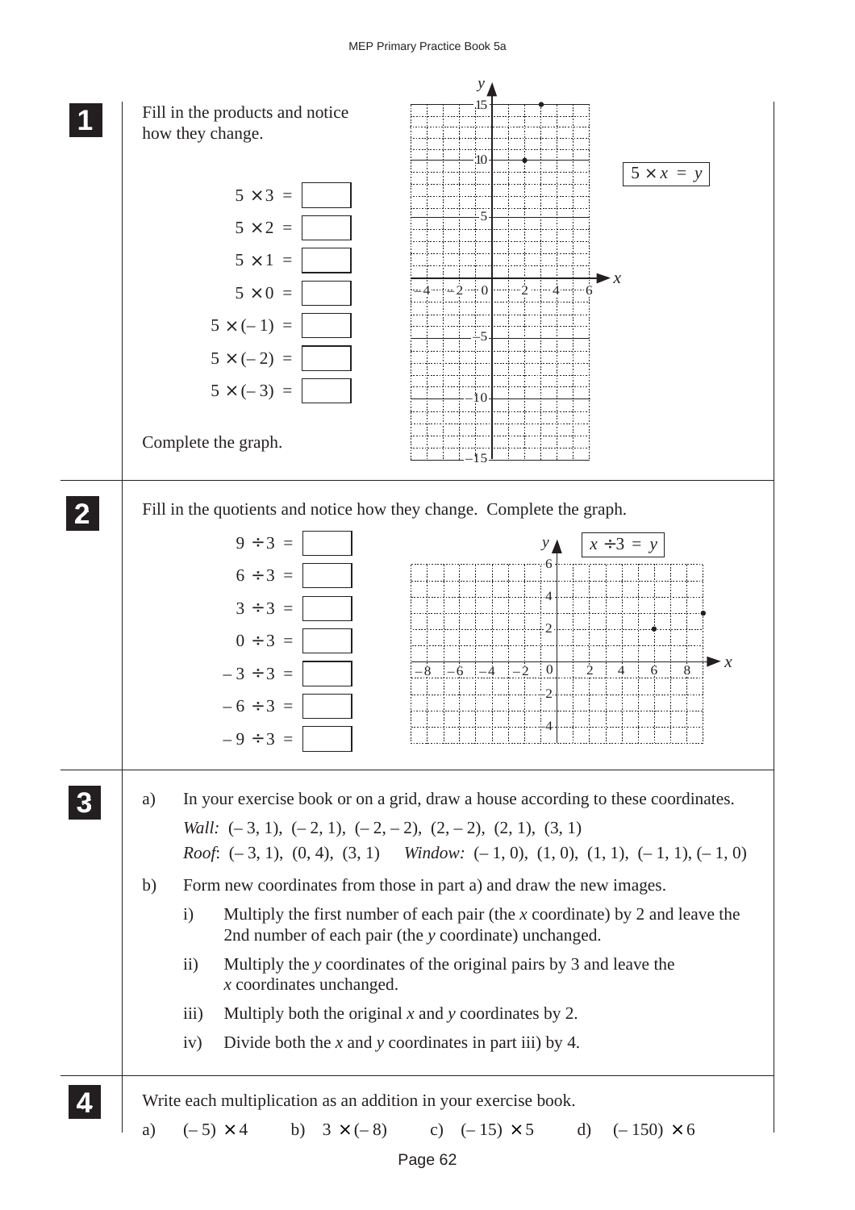**1**

Fill in the products and notice how they change.

$5 \times 3 = \square$

$5 \times 2 = \square$

$5 \times 1 = \square$

$5 \times 0 = \square$

$5 \times (-1) = \square$

$5 \times (-2) = \square$

$5 \times (-3) = \square$

Complete the graph.

$5 \times x = y$

**2**

Fill in the quotients and notice how they change. Complete the graph.

$9 \div 3 = \square$

$6 \div 3 = \square$

$3 \div 3 = \square$

$0 \div 3 = \square$

$-3 \div 3 = \square$

$-6 \div 3 = \square$

$-9 \div 3 = \square$

$x \div 3 = y$

**3**

a) In your exercise book or on a grid, draw a house according to these coordinates.

*Wall:* $(-3, 1)$, $(-2, 1)$, $(-2, -2)$, $(2, -2)$, $(2, 1)$, $(3, 1)$

*Roof*: $(-3, 1)$, $(0, 4)$, $(3, 1)$ *Window:* $(-1, 0)$, $(1, 0)$, $(1, 1)$, $(-1, 1)$, $(-1, 0)$

b) Form new coordinates from those in part a) and draw the new images.

i) Multiply the first number of each pair (the $x$ coordinate) by 2 and leave the 2nd number of each pair (the $y$ coordinate) unchanged.

ii) Multiply the $y$ coordinates of the original pairs by 3 and leave the $x$ coordinates unchanged.

iii) Multiply both the original $x$ and $y$ coordinates by 2.

iv) Divide both the $x$ and $y$ coordinates in part iii) by 4.

**4**

Write each multiplication as an addition in your exercise book.

a) $(-5) \times 4$ b) $3 \times (-8)$ c) $(-15) \times 5$ d) $(-150) \times 6$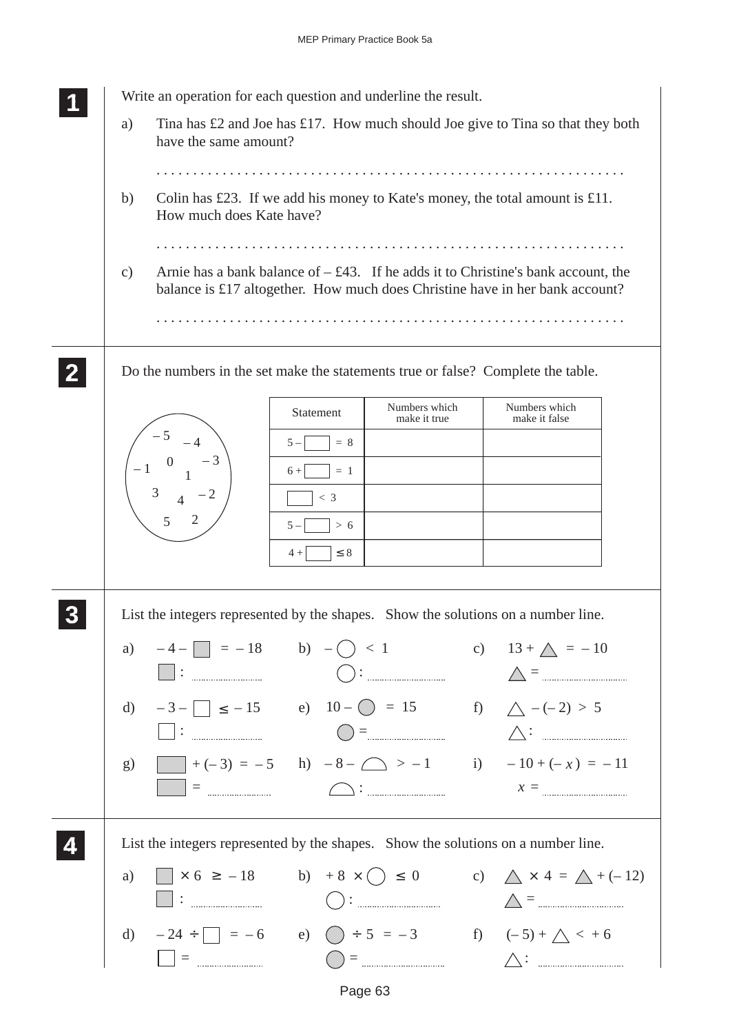**1**

Write an operation for each question and underline the result.

a) Tina has £2 and Joe has £17. How much should Joe give to Tina so that they both have the same amount?

. . . . . . . . . . . . . . . . . . . . . . . . . . . . . . . . . . . . . . . . . . . . . . . . . . . . . . . . . . . . . . .

b) Colin has £23. If we add his money to Kate's money, the total amount is £11. How much does Kate have?

. . . . . . . . . . . . . . . . . . . . . . . . . . . . . . . . . . . . . . . . . . . . . . . . . . . . . . . . . . . . . . .

c) Arnie has a bank balance of – £43. If he adds it to Christine's bank account, the balance is £17 altogether. How much does Christine have in her bank account?

. . . . . . . . . . . . . . . . . . . . . . . . . . . . . . . . . . . . . . . . . . . . . . . . . . . . . . . . . . . . . . .

**2**

Do the numbers in the set make the statements true or false? Complete the table.

Set: – 5, – 4, – 3, – 1, 0, 1, 3, 4, – 2, 5, 2

| Statement | Numbers which make it true | Numbers which make it false |
|---|---|---|
| 5 – □ = 8 | | |
| 6 + □ = 1 | | |
| □ < 3 | | |
| 5 – □ > 6 | | |
| 4 + □ ≤ 8 | | |

**3**

List the integers represented by the shapes. Show the solutions on a number line.

a) – 4 – □ = – 18 &emsp; □ : ..................

b) – ◯ < 1 &emsp; ◯ : ..................

c) 13 + △ = – 10 &emsp; △ = ..................

d) – 3 – □ ≤ – 15 &emsp; □ : ..................

e) 10 – ◯ = 15 &emsp; ◯ = ..................

f) △ – (– 2) > 5 &emsp; △ : ..................

g) □ + (– 3) = – 5 &emsp; □ = ..................

h) – 8 – ◠ > – 1 &emsp; ◠ : ..................

i) – 10 + (– $x$) = – 11 &emsp; $x$ = ..................

**4**

List the integers represented by the shapes. Show the solutions on a number line.

a) □ × 6 ≥ – 18 &emsp; □ : ..................

b) + 8 × ◯ ≤ 0 &emsp; ◯ : ..................

c) △ × 4 = △ + (– 12) &emsp; △ = ..................

d) – 24 ÷ □ = – 6 &emsp; □ = ..................

e) ◯ ÷ 5 = – 3 &emsp; ◯ = ..................

f) (– 5) + △ < + 6 &emsp; △ : ..................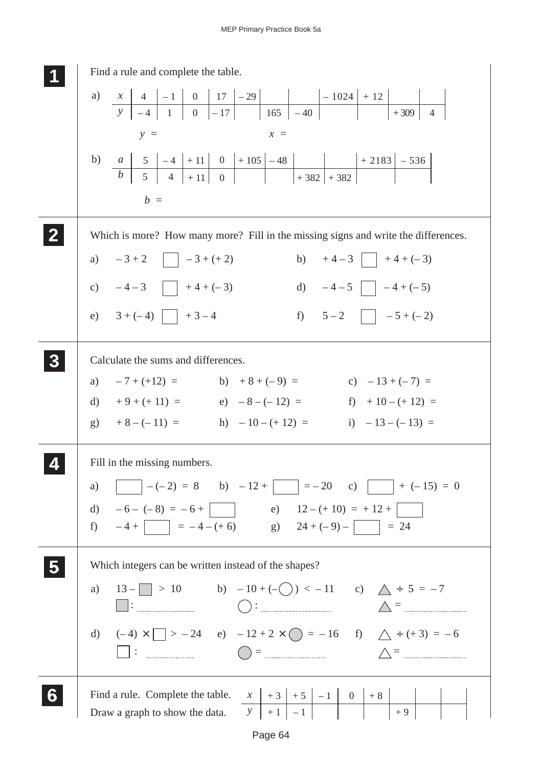## 1

Find a rule and complete the table.

a)

| $x$ | 4 | $-1$ | 0 | 17 | $-29$ | | | $-1024$ | $+12$ | | |
|---|---|---|---|---|---|---|---|---|---|---|---|
| $y$ | $-4$ | 1 | 0 | $-17$ | | 165 | $-40$ | | | $+309$ | 4 |

$y =$ $\qquad\qquad$ $x =$

b)

| $a$ | 5 | $-4$ | $+11$ | 0 | $+105$ | $-48$ | | | $+2183$ | $-536$ |
|---|---|---|---|---|---|---|---|---|---|---|
| $b$ | 5 | 4 | $+11$ | 0 | | | $+382$ | $+382$ | | |

$b =$

## 2

Which is more? How many more? Fill in the missing signs and write the differences.

a) $-3+2$ ☐ $-3+(+2)$

b) $+4-3$ ☐ $+4+(-3)$

c) $-4-3$ ☐ $+4+(-3)$

d) $-4-5$ ☐ $-4+(-5)$

e) $3+(-4)$ ☐ $+3-4$

f) $5-2$ ☐ $-5+(-2)$

## 3

Calculate the sums and differences.

a) $-7+(+12) =$

b) $+8+(-9) =$

c) $-13+(-7) =$

d) $+9+(+11) =$

e) $-8-(-12) =$

f) $+10-(+12) =$

g) $+8-(-11) =$

h) $-10-(+12) =$

i) $-13-(-13) =$

## 4

Fill in the missing numbers.

a) ☐ $-(-2) = 8$

b) $-12+$ ☐ $=-20$

c) ☐ $+(-15) = 0$

d) $-6-(-8) = -6+$ ☐

e) $12-(+10) = +12+$ ☐

f) $-4+$ ☐ $=-4-(+6)$

g) $24+(-9)-$ ☐ $= 24$

## 5

Which integers can be written instead of the shapes?

a) $13-$ ■ $> 10$

■ : ..................

b) $-10+(-$ ○ $) < -11$

○ : ..................

c) △ $\div 5 = -7$

△ = ..................

d) $(-4)\times$ ☐ $> -24$

☐ : ..................

e) $-12+2\times$ ● $= -16$

● = ..................

f) △ $\div (+3) = -6$

△ = ..................

## 6

Find a rule. Complete the table.

Draw a graph to show the data.

| $x$ | $+3$ | $+5$ | $-1$ | 0 | $+8$ | | | |
|---|---|---|---|---|---|---|---|---|
| $y$ | $+1$ | $-1$ | | | | $+9$ | | |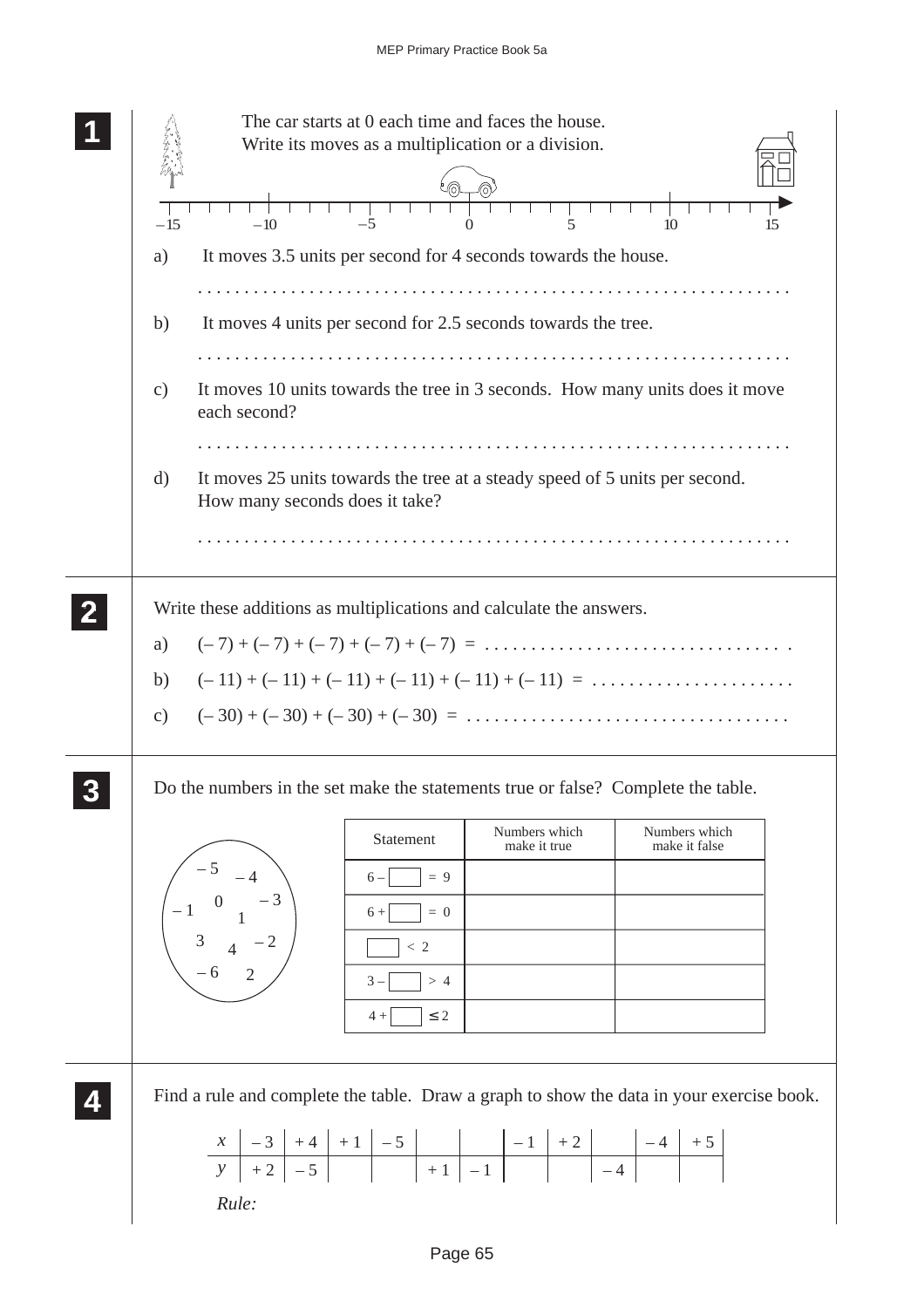**1**

The car starts at 0 each time and faces the house.
Write its moves as a multiplication or a division.

–15 –10 –5 0 5 10 15

a) It moves 3.5 units per second for 4 seconds towards the house.

. . . . . . . . . . . . . . . . . . . . . . . . . . . . . . . . . . . . . . . . . . . . . . . . . . . . . . . . . . . . . . . .

b) It moves 4 units per second for 2.5 seconds towards the tree.

. . . . . . . . . . . . . . . . . . . . . . . . . . . . . . . . . . . . . . . . . . . . . . . . . . . . . . . . . . . . . . . .

c) It moves 10 units towards the tree in 3 seconds. How many units does it move each second?

. . . . . . . . . . . . . . . . . . . . . . . . . . . . . . . . . . . . . . . . . . . . . . . . . . . . . . . . . . . . . . . .

d) It moves 25 units towards the tree at a steady speed of 5 units per second. How many seconds does it take?

. . . . . . . . . . . . . . . . . . . . . . . . . . . . . . . . . . . . . . . . . . . . . . . . . . . . . . . . . . . . . . . .

**2**

Write these additions as multiplications and calculate the answers.

a) $(-7) + (-7) + (-7) + (-7) + (-7) =$ . . . . . . . . . . . . . . . . . . . . . . . . . . . . . . . .

b) $(-11) + (-11) + (-11) + (-11) + (-11) + (-11) =$ . . . . . . . . . . . . . . . . . . . . . .

c) $(-30) + (-30) + (-30) + (-30) =$ . . . . . . . . . . . . . . . . . . . . . . . . . . . . . . . . . . .

**3**

Do the numbers in the set make the statements true or false? Complete the table.

Set: –5, –4, –3, –1, 0, 1, 3, 4, –2, –6, 2

| Statement | Numbers which make it true | Numbers which make it false |
|---|---|---|
| $6 - \square = 9$ | | |
| $6 + \square = 0$ | | |
| $\square < 2$ | | |
| $3 - \square > 4$ | | |
| $4 + \square \leq 2$ | | |

**4**

Find a rule and complete the table. Draw a graph to show the data in your exercise book.

| $x$ | – 3 | + 4 | + 1 | – 5 | | | – 1 | + 2 | | – 4 | + 5 |
|---|---|---|---|---|---|---|---|---|---|---|---|
| $y$ | + 2 | – 5 | | | + 1 | – 1 | | | – 4 | | |

*Rule:*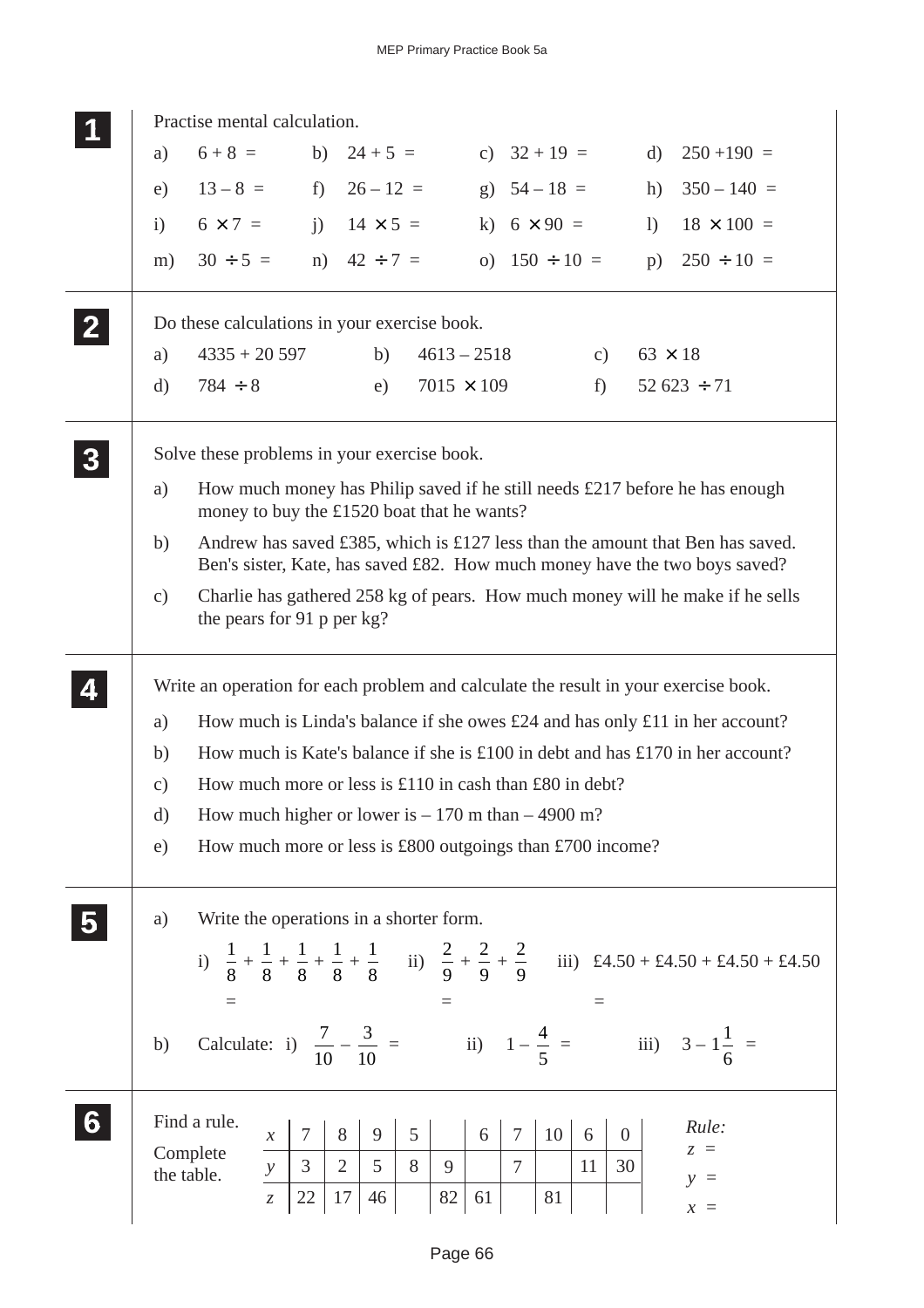## 1

Practise mental calculation.

a) $6 + 8 =$ b) $24 + 5 =$ c) $32 + 19 =$ d) $250 + 190 =$

e) $13 - 8 =$ f) $26 - 12 =$ g) $54 - 18 =$ h) $350 - 140 =$

i) $6 \times 7 =$ j) $14 \times 5 =$ k) $6 \times 90 =$ l) $18 \times 100 =$

m) $30 \div 5 =$ n) $42 \div 7 =$ o) $150 \div 10 =$ p) $250 \div 10 =$

## 2

Do these calculations in your exercise book.

a) $4335 + 20\,597$ b) $4613 - 2518$ c) $63 \times 18$

d) $784 \div 8$ e) $7015 \times 109$ f) $52\,623 \div 71$

## 3

Solve these problems in your exercise book.

a) How much money has Philip saved if he still needs £217 before he has enough money to buy the £1520 boat that he wants?

b) Andrew has saved £385, which is £127 less than the amount that Ben has saved. Ben's sister, Kate, has saved £82. How much money have the two boys saved?

c) Charlie has gathered 258 kg of pears. How much money will he make if he sells the pears for 91 p per kg?

## 4

Write an operation for each problem and calculate the result in your exercise book.

a) How much is Linda's balance if she owes £24 and has only £11 in her account?

b) How much is Kate's balance if she is £100 in debt and has £170 in her account?

c) How much more or less is £110 in cash than £80 in debt?

d) How much higher or lower is – 170 m than – 4900 m?

e) How much more or less is £800 outgoings than £700 income?

## 5

a) Write the operations in a shorter form.

i) $\frac{1}{8} + \frac{1}{8} + \frac{1}{8} + \frac{1}{8} + \frac{1}{8}$ 
=

ii) $\frac{2}{9} + \frac{2}{9} + \frac{2}{9}$ 
=

iii) £4.50 + £4.50 + £4.50 + £4.50 
=

b) Calculate: i) $\frac{7}{10} - \frac{3}{10} =$ ii) $1 - \frac{4}{5} =$ iii) $3 - 1\frac{1}{6} =$

## 6

Find a rule.

Complete the table.

| $x$ | 7 | 8 | 9 | 5 | | 6 | 7 | 10 | 6 | 0 |
|---|---|---|---|---|---|---|---|---|---|---|
| $y$ | 3 | 2 | 5 | 8 | 9 | | 7 | | 11 | 30 |
| $z$ | 22 | 17 | 46 | | 82 | 61 | | 81 | | |

*Rule:*

$z =$

$y =$

$x =$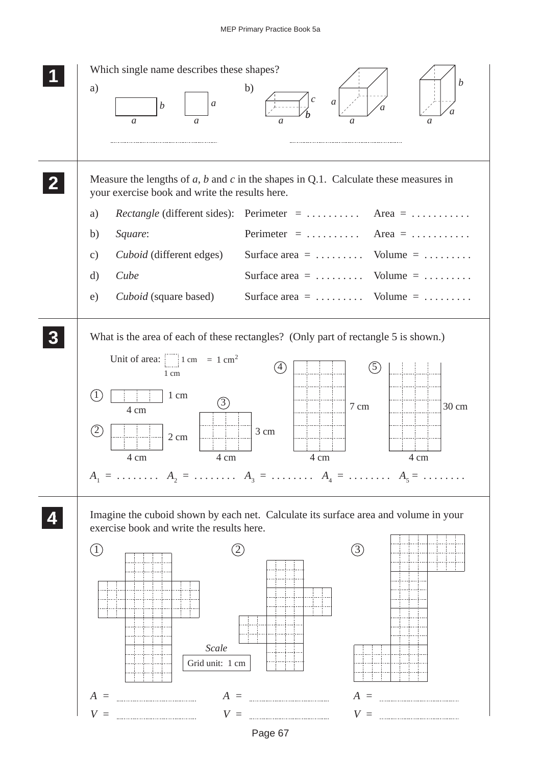**1** Which single name describes these shapes?

a) Rectangle with sides $a$ and $b$; square with sides $a$ and $a$

..............................

b) Cuboid with edges $a$, $b$, $c$; cube with edges $a$, $a$, $a$; cuboid with edges $a$, $a$, $b$

..............................

**2** Measure the lengths of $a$, $b$ and $c$ in the shapes in Q.1. Calculate these measures in your exercise book and write the results here.

a) *Rectangle* (different sides): Perimeter = .......... Area = ...........

b) *Square*: Perimeter = .......... Area = ...........

c) *Cuboid* (different edges) Surface area = ......... Volume = .........

d) *Cube* Surface area = ......... Volume = .........

e) *Cuboid* (square based) Surface area = ......... Volume = .........

**3** What is the area of each of these rectangles? (Only part of rectangle 5 is shown.)

Unit of area: 1 cm × 1 cm = 1 cm$^2$

① 4 cm × 1 cm

② 4 cm × 2 cm

③ 4 cm × 3 cm

④ 4 cm × 7 cm

⑤ 4 cm × 30 cm

$A_1$ = ........ $A_2$ = ........ $A_3$ = ........ $A_4$ = ........ $A_5$ = ........

**4** Imagine the cuboid shown by each net. Calculate its surface area and volume in your exercise book and write the results here.

Scale: Grid unit: 1 cm

① $A$ = ..............................
$V$ = ..............................

② $A$ = ..............................
$V$ = ..............................

③ $A$ = ..............................
$V$ = ..............................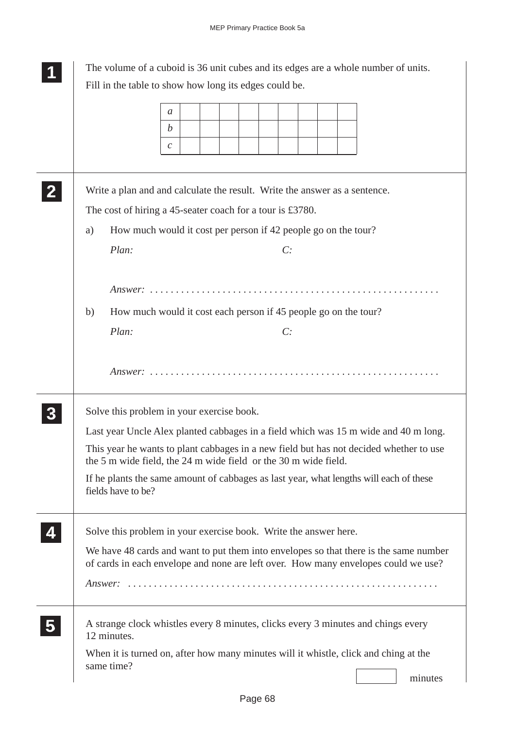**1** The volume of a cuboid is 36 unit cubes and its edges are a whole number of units.

Fill in the table to show how long its edges could be.

| $a$ | | | | | | | | | |
|---|---|---|---|---|---|---|---|---|---|
| $b$ | | | | | | | | | |
| $c$ | | | | | | | | | |

**2** Write a plan and and calculate the result. Write the answer as a sentence.

The cost of hiring a 45-seater coach for a tour is £3780.

a) How much would it cost per person if 42 people go on the tour?

*Plan:* *C:*

*Answer:* . . . . . . . . . . . . . . . . . . . . . . . . . . . . . . . . . . . . . . . . . . . . . . . . . . . . . .

b) How much would it cost each person if 45 people go on the tour?

*Plan:* *C:*

*Answer:* . . . . . . . . . . . . . . . . . . . . . . . . . . . . . . . . . . . . . . . . . . . . . . . . . . . . . .

**3** Solve this problem in your exercise book.

Last year Uncle Alex planted cabbages in a field which was 15 m wide and 40 m long.

This year he wants to plant cabbages in a new field but has not decided whether to use the 5 m wide field, the 24 m wide field or the 30 m wide field.

If he plants the same amount of cabbages as last year, what lengths will each of these fields have to be?

**4** Solve this problem in your exercise book. Write the answer here.

We have 48 cards and want to put them into envelopes so that there is the same number of cards in each envelope and none are left over. How many envelopes could we use?

*Answer:* . . . . . . . . . . . . . . . . . . . . . . . . . . . . . . . . . . . . . . . . . . . . . . . . . . . . . . . . . .

**5** A strange clock whistles every 8 minutes, clicks every 3 minutes and chings every 12 minutes.

When it is turned on, after how many minutes will it whistle, click and ching at the same time?

[ ] minutes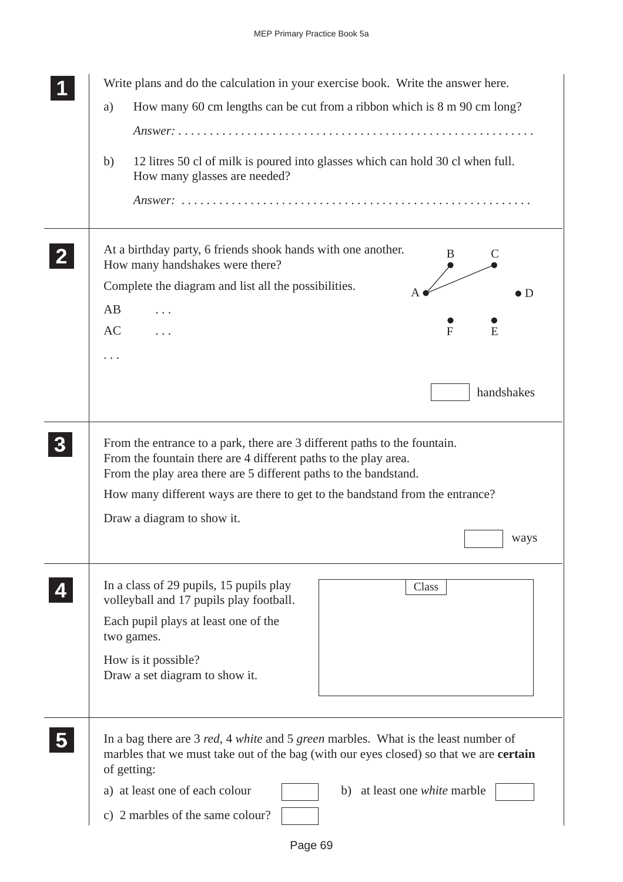**1**

Write plans and do the calculation in your exercise book. Write the answer here.

a) How many 60 cm lengths can be cut from a ribbon which is 8 m 90 cm long?

*Answer:* . . . . . . . . . . . . . . . . . . . . . . . . . . . . . . . . . . . . . . . . . . . . . . . . . . . . . .

b) 12 litres 50 cl of milk is poured into glasses which can hold 30 cl when full. How many glasses are needed?

*Answer:* . . . . . . . . . . . . . . . . . . . . . . . . . . . . . . . . . . . . . . . . . . . . . . . . . . . . . .

**2**

At a birthday party, 6 friends shook hands with one another. How many handshakes were there?

Complete the diagram and list all the possibilities.

A B C D E F

AB . . .

AC . . .

. . .

[ ] handshakes

**3**

From the entrance to a park, there are 3 different paths to the fountain.
From the fountain there are 4 different paths to the play area.
From the play area there are 5 different paths to the bandstand.

How many different ways are there to get to the bandstand from the entrance?

Draw a diagram to show it.

[ ] ways

**4**

In a class of 29 pupils, 15 pupils play volleyball and 17 pupils play football.

Each pupil plays at least one of the two games.

How is it possible?
Draw a set diagram to show it.

Class

**5**

In a bag there are 3 *red*, 4 *white* and 5 *green* marbles. What is the least number of marbles that we must take out of the bag (with our eyes closed) so that we are **certain** of getting:

a) at least one of each colour [ ]

b) at least one *white* marble [ ]

c) 2 marbles of the same colour? [ ]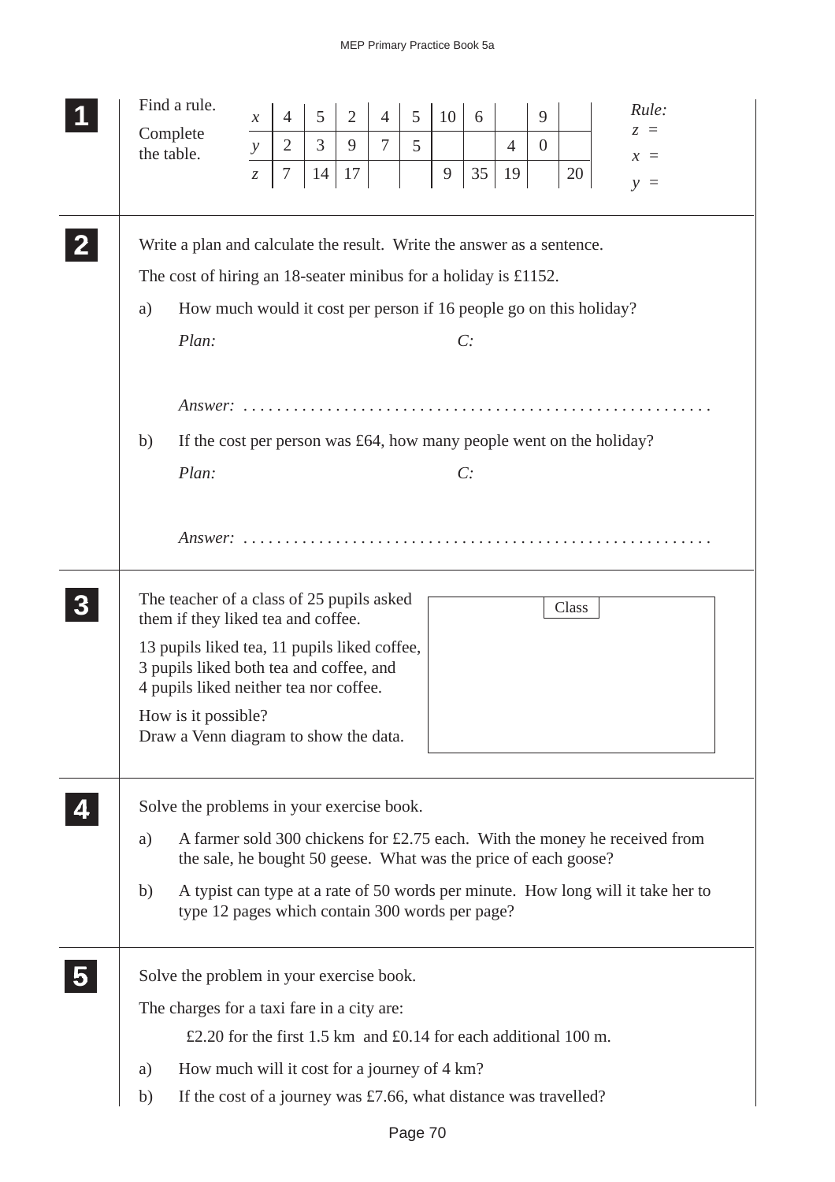## 1

Find a rule.

Complete the table.

| $x$ | 4 | 5 | 2 | 4 | 5 | 10 | 6 |  | 9 |  |
|---|---|---|---|---|---|---|---|---|---|---|
| $y$ | 2 | 3 | 9 | 7 | 5 |  |  | 4 | 0 |  |
| $z$ | 7 | 14 | 17 |  |  | 9 | 35 | 19 |  | 20 |

*Rule:*

$z$ =

$x$ =

$y$ =

## 2

Write a plan and calculate the result. Write the answer as a sentence.

The cost of hiring an 18-seater minibus for a holiday is £1152.

a) How much would it cost per person if 16 people go on this holiday?

*Plan:* *C:*

*Answer:* . . . . . . . . . . . . . . . . . . . . . . . . . . . . . . . . . . . . . . . . . . . . . . . . . . . . . . .

b) If the cost per person was £64, how many people went on the holiday?

*Plan:* *C:*

*Answer:* . . . . . . . . . . . . . . . . . . . . . . . . . . . . . . . . . . . . . . . . . . . . . . . . . . . . . . .

## 3

The teacher of a class of 25 pupils asked them if they liked tea and coffee.

13 pupils liked tea, 11 pupils liked coffee, 3 pupils liked both tea and coffee, and 4 pupils liked neither tea nor coffee.

How is it possible?
Draw a Venn diagram to show the data.

Class

## 4

Solve the problems in your exercise book.

a) A farmer sold 300 chickens for £2.75 each. With the money he received from the sale, he bought 50 geese. What was the price of each goose?

b) A typist can type at a rate of 50 words per minute. How long will it take her to type 12 pages which contain 300 words per page?

## 5

Solve the problem in your exercise book.

The charges for a taxi fare in a city are:

£2.20 for the first 1.5 km and £0.14 for each additional 100 m.

a) How much will it cost for a journey of 4 km?

b) If the cost of a journey was £7.66, what distance was travelled?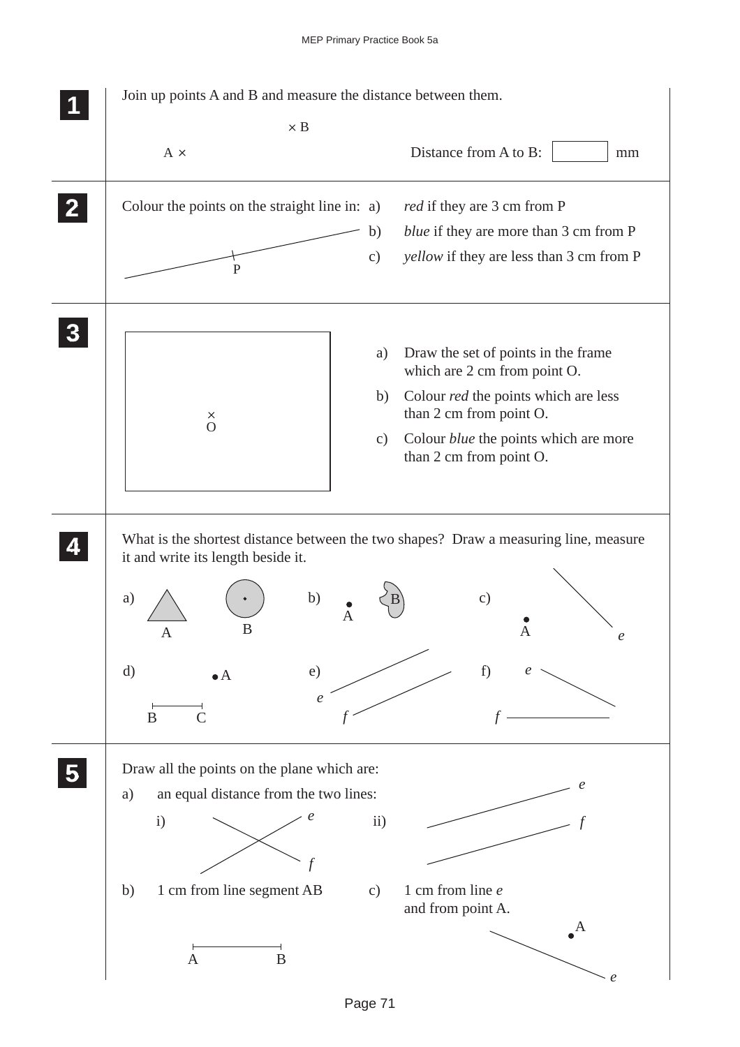**1** Join up points A and B and measure the distance between them.

× B

A ×

Distance from A to B: ______ mm

**2** Colour the points on the straight line in:

a) *red* if they are 3 cm from P

b) *blue* if they are more than 3 cm from P

c) *yellow* if they are less than 3 cm from P

P

**3**

× O

a) Draw the set of points in the frame which are 2 cm from point O.

b) Colour *red* the points which are less than 2 cm from point O.

c) Colour *blue* the points which are more than 2 cm from point O.

**4** What is the shortest distance between the two shapes? Draw a measuring line, measure it and write its length beside it.

a) A B

b) A B

c) A *e*

d) A B C

e) *e* *f*

f) *e* *f*

**5** Draw all the points on the plane which are:

a) an equal distance from the two lines:

i) *e* *f*

ii) *e* *f*

b) 1 cm from line segment AB

A B

c) 1 cm from line *e* and from point A.

A *e*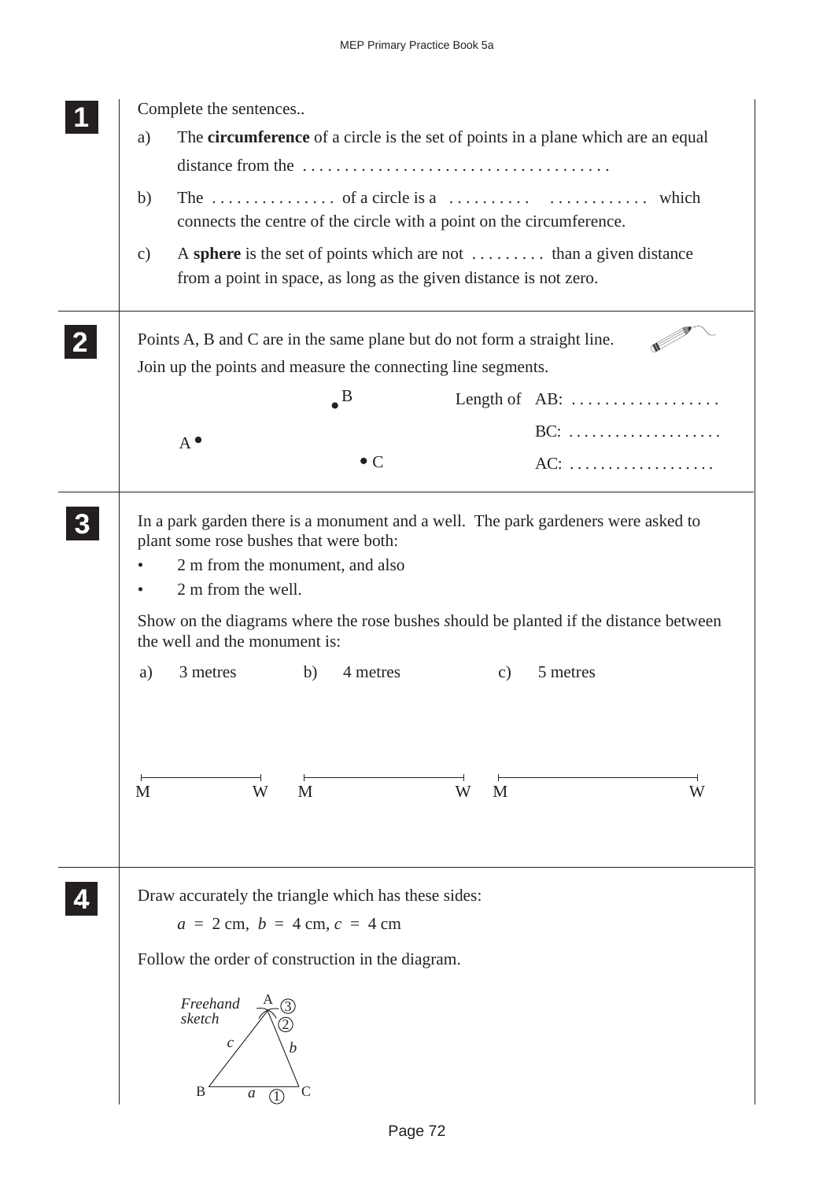**1**

Complete the sentences..

a) The **circumference** of a circle is the set of points in a plane which are an equal distance from the . . . . . . . . . . . . . . . . . . . . . . . . . . . . . . . . . . . . .

b) The . . . . . . . . . . . . . . . of a circle is a . . . . . . . . . . . . . . . . . . . . . . which connects the centre of the circle with a point on the circumference.

c) A **sphere** is the set of points which are not . . . . . . . . . than a given distance from a point in space, as long as the given distance is not zero.

**2**

Points A, B and C are in the same plane but do not form a straight line.
Join up the points and measure the connecting line segments.

B

A

C

Length of AB: . . . . . . . . . . . . . . . . . .

BC: . . . . . . . . . . . . . . . . . . . .

AC: . . . . . . . . . . . . . . . . . .

**3**

In a park garden there is a monument and a well. The park gardeners were asked to plant some rose bushes that were both:

- 2 m from the monument, and also
- 2 m from the well.

Show on the diagrams where the rose bushes should be planted if the distance between the well and the monument is:

a) 3 metres b) 4 metres c) 5 metres

M W M W M W

**4**

Draw accurately the triangle which has these sides:

$a = 2$ cm, $b = 4$ cm, $c = 4$ cm

Follow the order of construction in the diagram.

*Freehand sketch*

A ③ ②

$c$ $b$

B $a$ ① C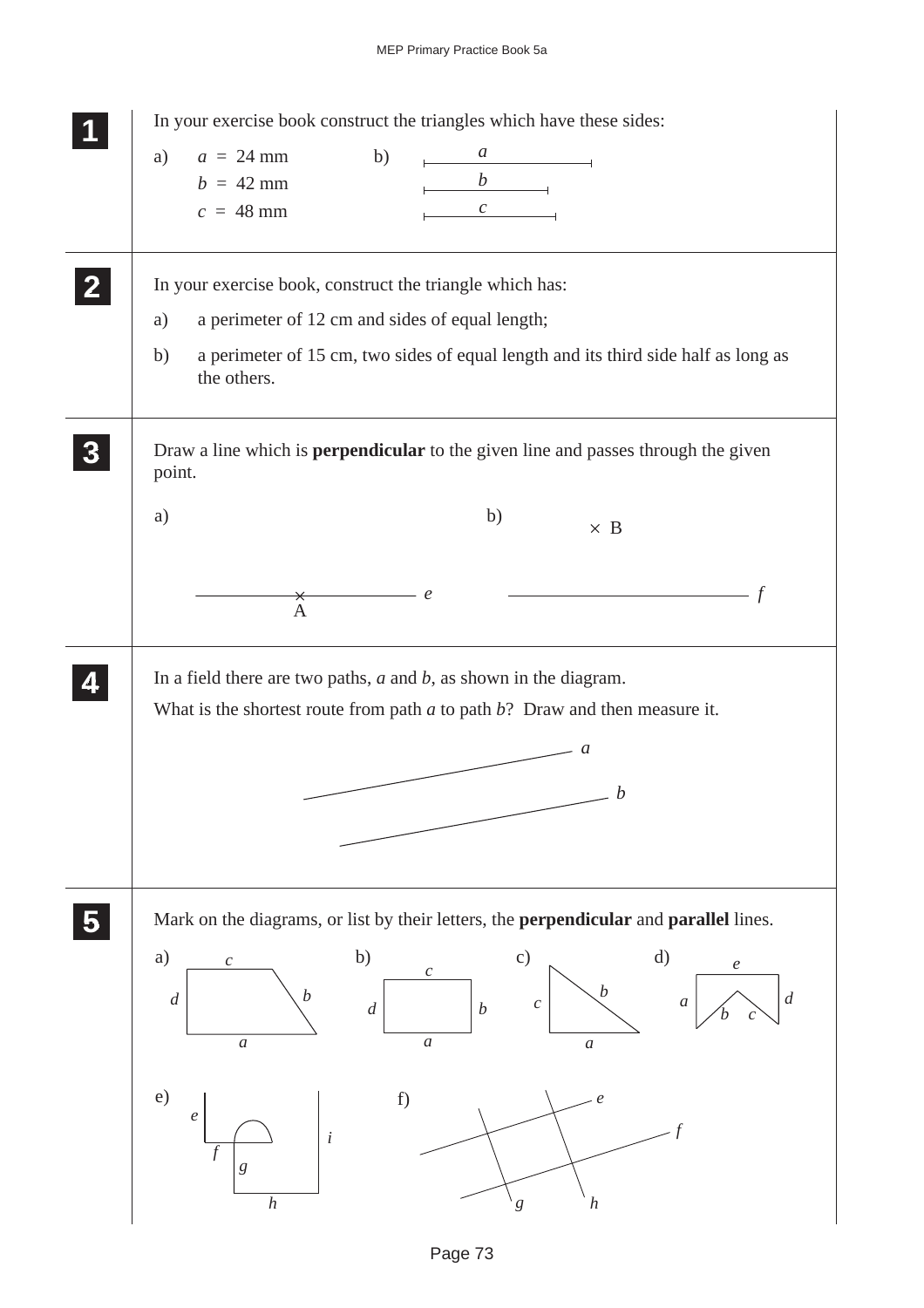**1**

In your exercise book construct the triangles which have these sides:

a) $a = 24$ mm
$b = 42$ mm
$c = 48$ mm

b) $a$
$b$
$c$

**2**

In your exercise book, construct the triangle which has:

a) a perimeter of 12 cm and sides of equal length;

b) a perimeter of 15 cm, two sides of equal length and its third side half as long as the others.

**3**

Draw a line which is **perpendicular** to the given line and passes through the given point.

a) A $e$

b) B $f$

**4**

In a field there are two paths, $a$ and $b$, as shown in the diagram.

What is the shortest route from path $a$ to path $b$? Draw and then measure it.

$a$

$b$

**5**

Mark on the diagrams, or list by their letters, the **perpendicular** and **parallel** lines.

a) $c$, $d$, $b$, $a$

b) $c$, $d$, $b$, $a$

c) $c$, $b$, $a$

d) $e$, $a$, $d$, $b$, $c$

e) $e$, $f$, $g$, $h$, $i$

f) $e$, $f$, $g$, $h$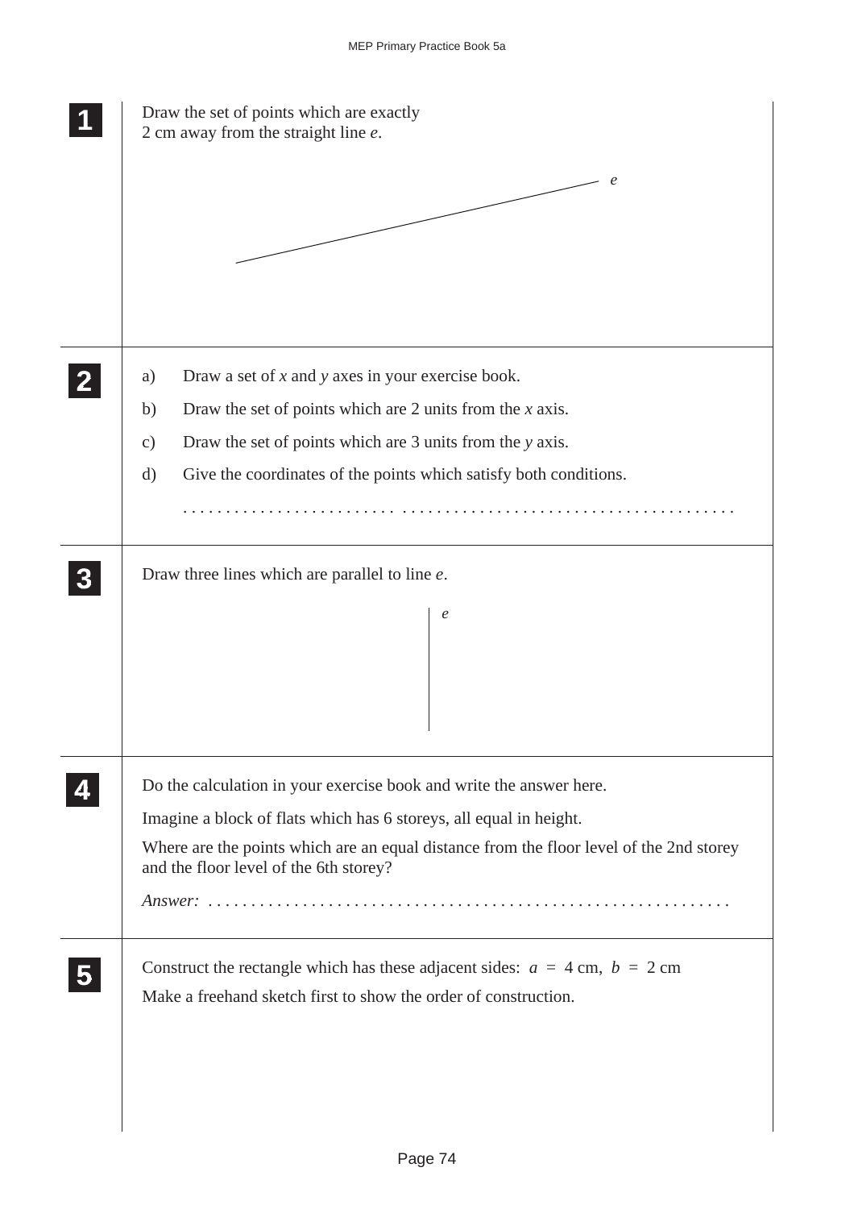**1**

Draw the set of points which are exactly 2 cm away from the straight line $e$.

$e$

**2**

a) Draw a set of $x$ and $y$ axes in your exercise book.

b) Draw the set of points which are 2 units from the $x$ axis.

c) Draw the set of points which are 3 units from the $y$ axis.

d) Give the coordinates of the points which satisfy both conditions.

. . . . . . . . . . . . . . . . . . . . . . . . . . . . . . . . . . . . . . . . . . . . . . . . . . . . . . . . . . . . . . . .

**3**

Draw three lines which are parallel to line $e$.

$e$

**4**

Do the calculation in your exercise book and write the answer here.

Imagine a block of flats which has 6 storeys, all equal in height.

Where are the points which are an equal distance from the floor level of the 2nd storey and the floor level of the 6th storey?

*Answer:* . . . . . . . . . . . . . . . . . . . . . . . . . . . . . . . . . . . . . . . . . . . . . . . . . . . . . . . . . . . .

**5**

Construct the rectangle which has these adjacent sides: $a = 4$ cm, $b = 2$ cm

Make a freehand sketch first to show the order of construction.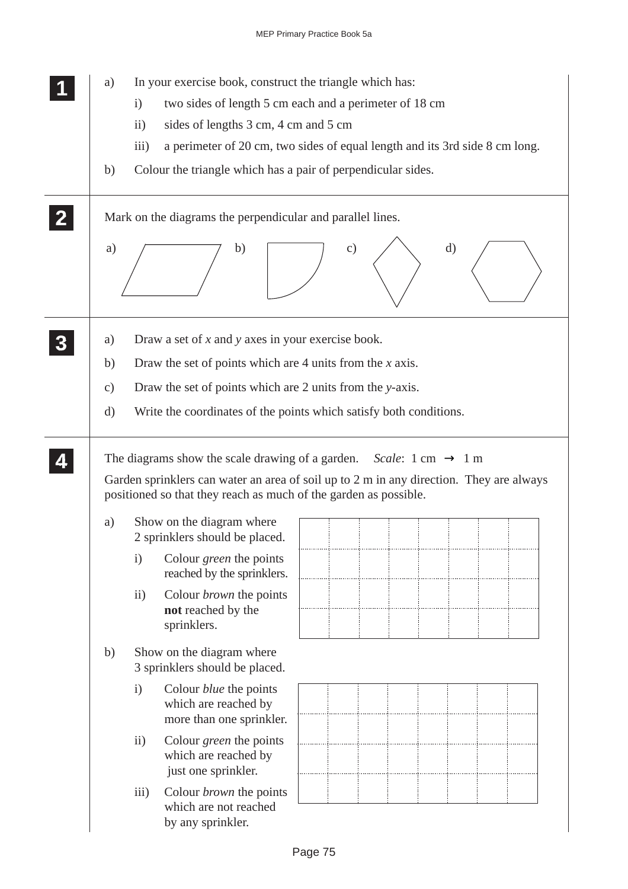**1**

a) In your exercise book, construct the triangle which has:

   i) two sides of length 5 cm each and a perimeter of 18 cm

   ii) sides of lengths 3 cm, 4 cm and 5 cm

   iii) a perimeter of 20 cm, two sides of equal length and its 3rd side 8 cm long.

b) Colour the triangle which has a pair of perpendicular sides.

**2**

Mark on the diagrams the perpendicular and parallel lines.

a) b) c) d)

**3**

a) Draw a set of $x$ and $y$ axes in your exercise book.

b) Draw the set of points which are 4 units from the $x$ axis.

c) Draw the set of points which are 2 units from the $y$-axis.

d) Write the coordinates of the points which satisfy both conditions.

**4**

The diagrams show the scale drawing of a garden. *Scale*: 1 cm → 1 m

Garden sprinklers can water an area of soil up to 2 m in any direction. They are always positioned so that they reach as much of the garden as possible.

a) Show on the diagram where 2 sprinklers should be placed.

   i) Colour *green* the points reached by the sprinklers.

   ii) Colour *brown* the points **not** reached by the sprinklers.

b) Show on the diagram where 3 sprinklers should be placed.

   i) Colour *blue* the points which are reached by more than one sprinkler.

   ii) Colour *green* the points which are reached by just one sprinkler.

   iii) Colour *brown* the points which are not reached by any sprinkler.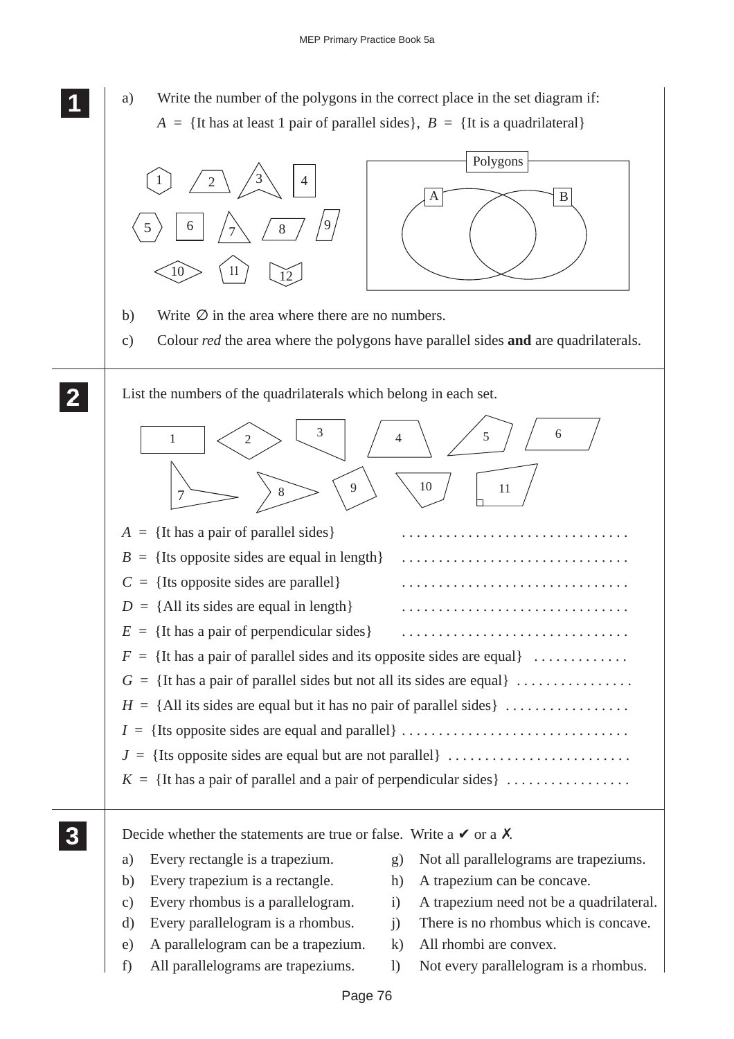**1**

a) Write the number of the polygons in the correct place in the set diagram if:

$A$ = {It has at least 1 pair of parallel sides}, $B$ = {It is a quadrilateral}

b) Write ∅ in the area where there are no numbers.

c) Colour *red* the area where the polygons have parallel sides **and** are quadrilaterals.

**2**

List the numbers of the quadrilaterals which belong in each set.

$A$ = {It has a pair of parallel sides} . . . . . . . . . . . . . . . . . . . . . . . . . . . . . .

$B$ = {Its opposite sides are equal in length} . . . . . . . . . . . . . . . . . . . . . . . . . . . . . .

$C$ = {Its opposite sides are parallel} . . . . . . . . . . . . . . . . . . . . . . . . . . . . . .

$D$ = {All its sides are equal in length} . . . . . . . . . . . . . . . . . . . . . . . . . . . . . .

$E$ = {It has a pair of perpendicular sides} . . . . . . . . . . . . . . . . . . . . . . . . . . . . . .

$F$ = {It has a pair of parallel sides and its opposite sides are equal} . . . . . . . . . . . .

$G$ = {It has a pair of parallel sides but not all its sides are equal} . . . . . . . . . . . . . . .

$H$ = {All its sides are equal but it has no pair of parallel sides} . . . . . . . . . . . . . . . .

$I$ = {Its opposite sides are equal and parallel} . . . . . . . . . . . . . . . . . . . . . . . . . . . . . .

$J$ = {Its opposite sides are equal but are not parallel} . . . . . . . . . . . . . . . . . . . . . . . .

$K$ = {It has a pair of parallel and a pair of perpendicular sides} . . . . . . . . . . . . . . . .

**3**

Decide whether the statements are true or false. Write a ✔ or a ✗.

a) Every rectangle is a trapezium.

b) Every trapezium is a rectangle.

c) Every rhombus is a parallelogram.

d) Every parallelogram is a rhombus.

e) A parallelogram can be a trapezium.

f) All parallelograms are trapeziums.

g) Not all parallelograms are trapeziums.

h) A trapezium can be concave.

i) A trapezium need not be a quadrilateral.

j) There is no rhombus which is concave.

k) All rhombi are convex.

l) Not every parallelogram is a rhombus.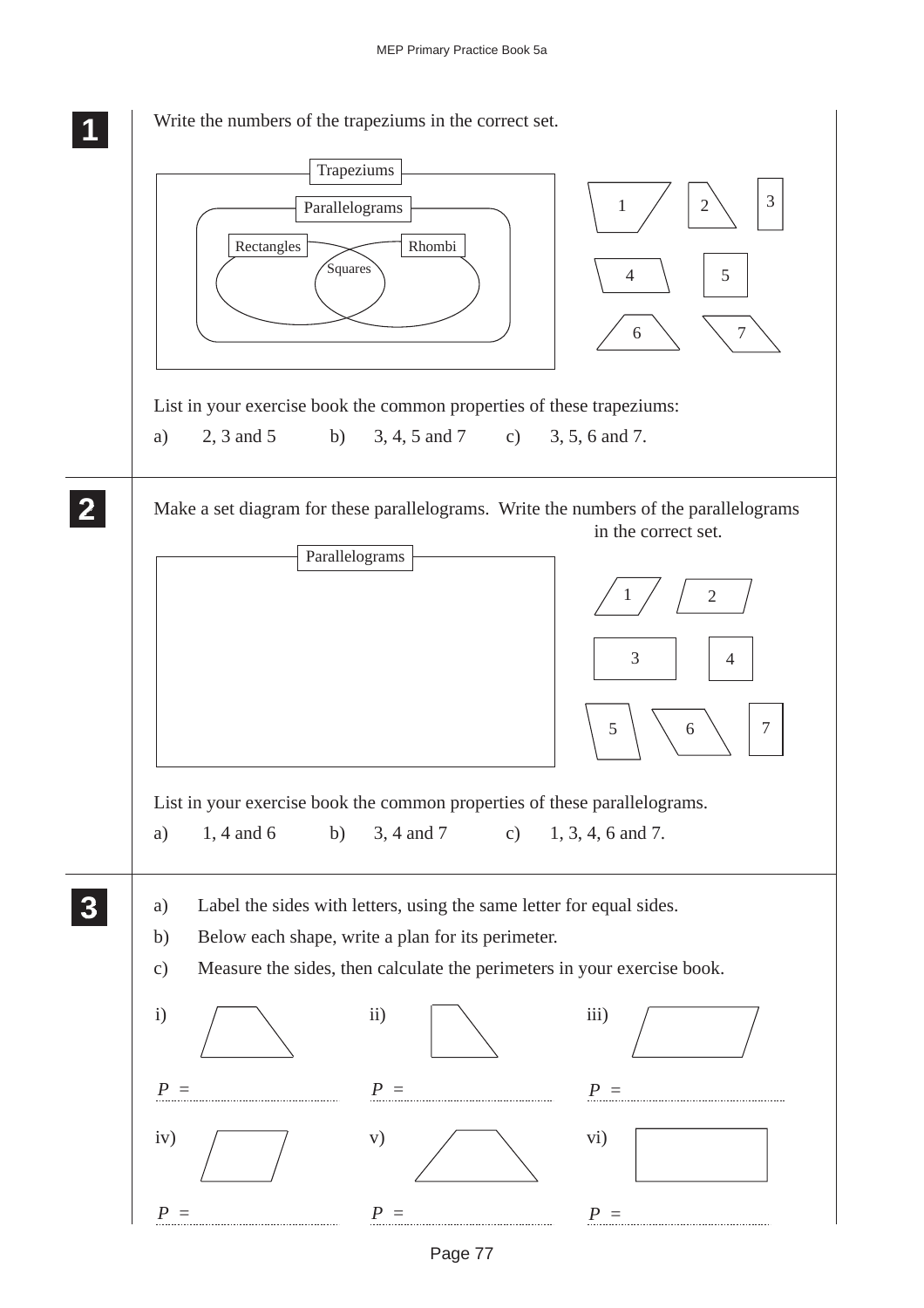**1**

Write the numbers of the trapeziums in the correct set.

Trapeziums

Parallelograms

Rectangles

Squares

Rhombi

1 2 3 4 5 6 7

List in your exercise book the common properties of these trapeziums:

a) 2, 3 and 5 b) 3, 4, 5 and 7 c) 3, 5, 6 and 7.

**2**

Make a set diagram for these parallelograms. Write the numbers of the parallelograms in the correct set.

Parallelograms

1 2 3 4 5 6 7

List in your exercise book the common properties of these parallelograms.

a) 1, 4 and 6 b) 3, 4 and 7 c) 1, 3, 4, 6 and 7.

**3**

a) Label the sides with letters, using the same letter for equal sides.

b) Below each shape, write a plan for its perimeter.

c) Measure the sides, then calculate the perimeters in your exercise book.

i) $P$ = ..........

ii) $P$ = ..........

iii) $P$ = ..........

iv) $P$ = ..........

v) $P$ = ..........

vi) $P$ = ..........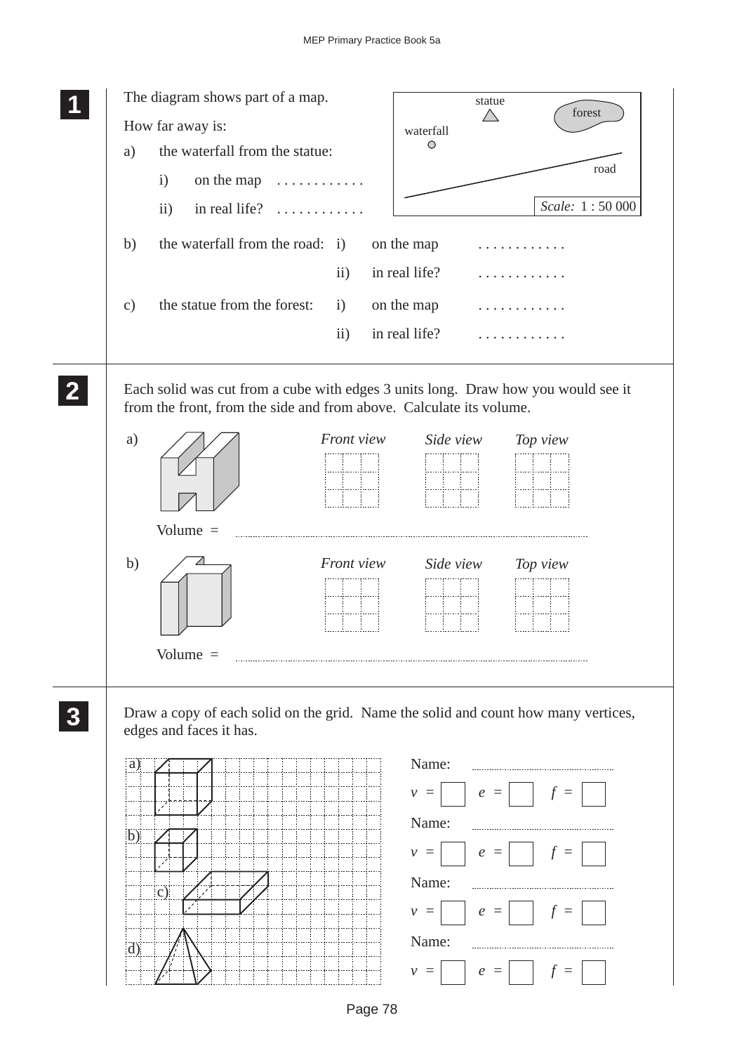**1**

The diagram shows part of a map.

How far away is:

a) the waterfall from the statue:

i) on the map . . . . . . . . . . . .

ii) in real life? . . . . . . . . . . . .

b) the waterfall from the road: i) on the map . . . . . . . . . . . .

ii) in real life? . . . . . . . . . . . .

c) the statue from the forest: i) on the map . . . . . . . . . . . .

ii) in real life? . . . . . . . . . . . .

statue

forest

waterfall

road

*Scale:* 1 : 50 000

**2**

Each solid was cut from a cube with edges 3 units long. Draw how you would see it from the front, from the side and from above. Calculate its volume.

a) *Front view* *Side view* *Top view*

Volume = ..........................................

b) *Front view* *Side view* *Top view*

Volume = ..........................................

**3**

Draw a copy of each solid on the grid. Name the solid and count how many vertices, edges and faces it has.

a) Name: ..........................

$v$ = ☐ $e$ = ☐ $f$ = ☐

b) Name: ..........................

$v$ = ☐ $e$ = ☐ $f$ = ☐

c) Name: ..........................

$v$ = ☐ $e$ = ☐ $f$ = ☐

d) Name: ..........................

$v$ = ☐ $e$ = ☐ $f$ = ☐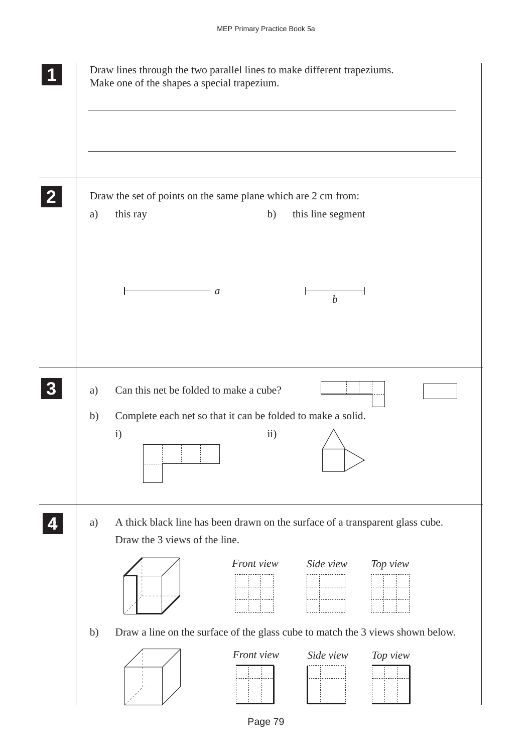**1** Draw lines through the two parallel lines to make different trapeziums.
Make one of the shapes a special trapezium.

**2** Draw the set of points on the same plane which are 2 cm from:

a) this ray

$a$

b) this line segment

$b$

**3**

a) Can this net be folded to make a cube?

b) Complete each net so that it can be folded to make a solid.

i)

ii)

**4**

a) A thick black line has been drawn on the surface of a transparent glass cube.
Draw the 3 views of the line.

*Front view* *Side view* *Top view*

b) Draw a line on the surface of the glass cube to match the 3 views shown below.

*Front view* *Side view* *Top view*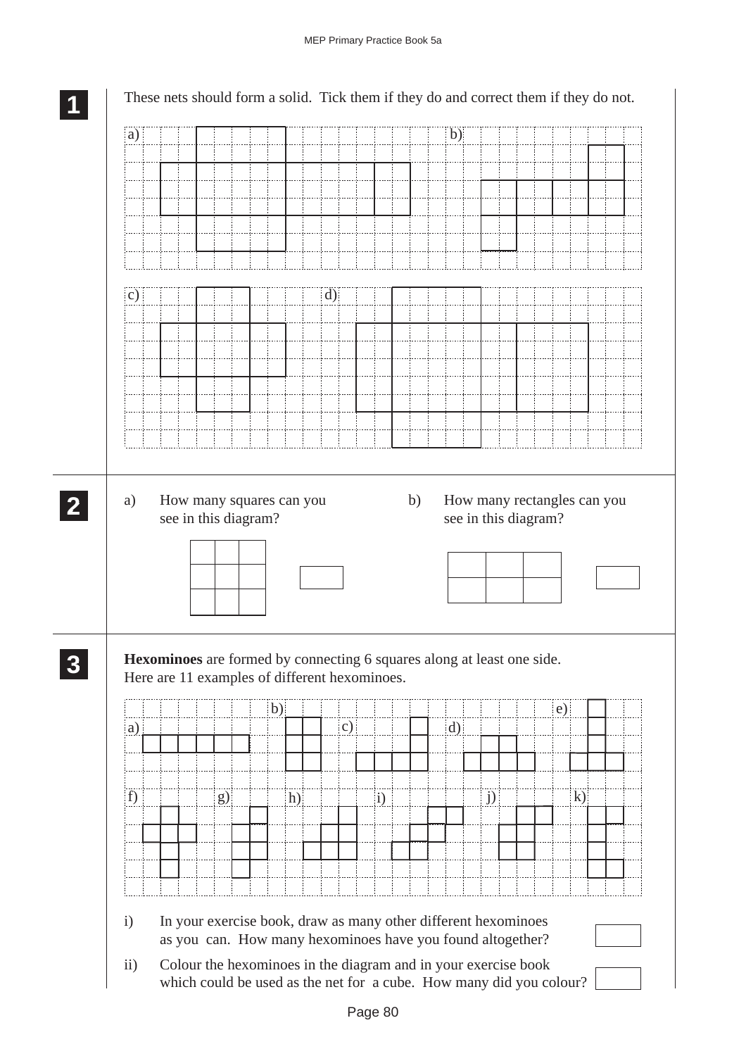**1** These nets should form a solid. Tick them if they do and correct them if they do not.

a)

b)

c)

d)

**2**

a) How many squares can you see in this diagram?

b) How many rectangles can you see in this diagram?

**3** **Hexominoes** are formed by connecting 6 squares along at least one side. Here are 11 examples of different hexominoes.

a) b) c) d) e)

f) g) h) i) j) k)

i) In your exercise book, draw as many other different hexominoes as you can. How many hexominoes have you found altogether?

ii) Colour the hexominoes in the diagram and in your exercise book which could be used as the net for a cube. How many did you colour?